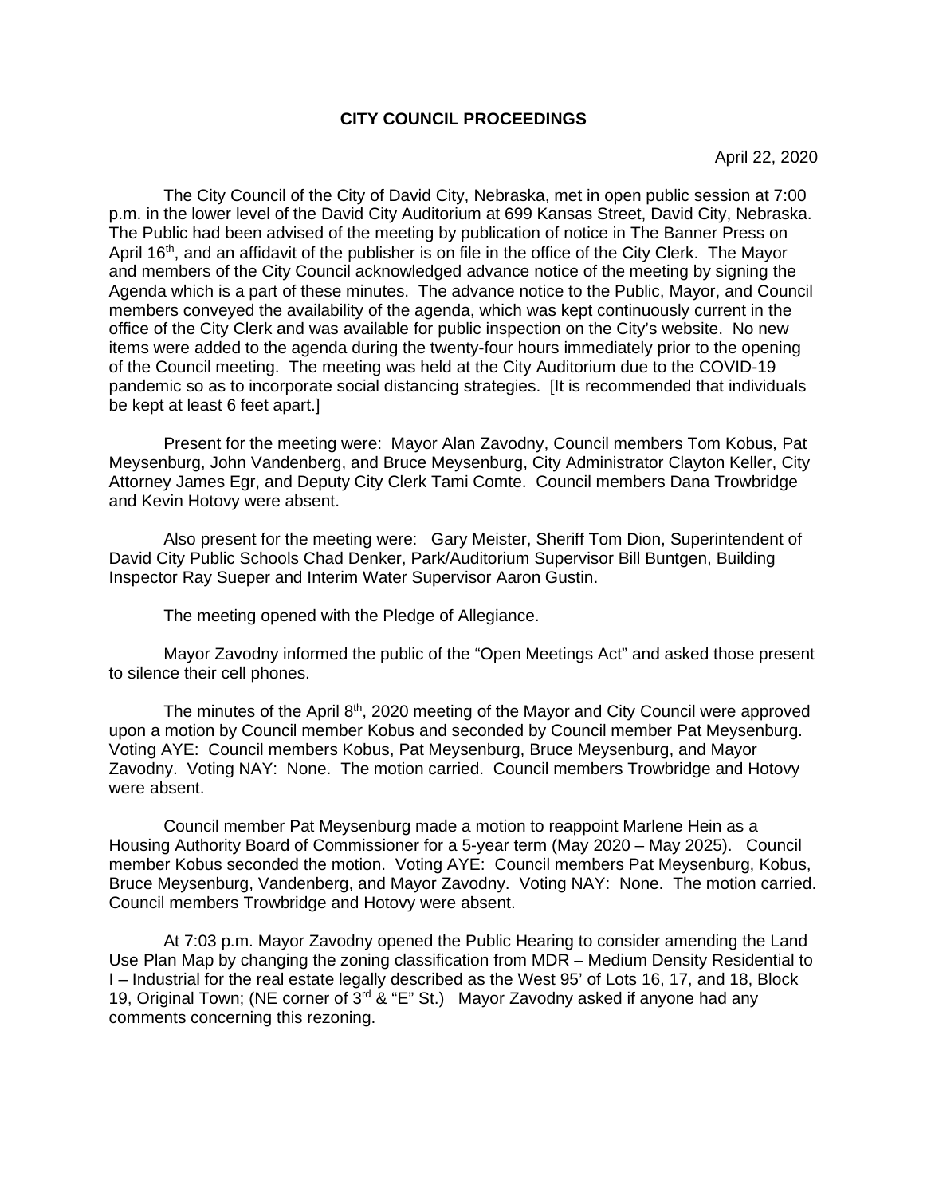# CITY COUNCIL PROCEEDINGS

April 22, 2020

The City Council of the City of David City, Nebraska, met in open public session at 7:00 p.m. in the lower level of the David City Auditorium at 699 Kansas Street, David City, Nebraska. The Public had been advised of the meeting by publication of notice in The Banner Press on April 16th, and an affidavit of the publisher is on file in the office of the City Clerk. The Mayor and members of the City Council acknowledged advance notice of the meeting by signing the Agenda which is a part of these minutes. The advance notice to the Public, Mayor, and Council members conveyed the availability of the agenda, which was kept continuously current in the office of the City Clerk and was available for public inspection on the City's website. No new items were added to the agenda during the twenty-four hours immediately prior to the opening of the Council meeting. The meeting was held at the City Auditorium due to the COVID-19 pandemic so as to incorporate social distancing strategies. [It is recommended that individuals be kept at least 6 feet apart.]

Present for the meeting were: Mayor Alan Zavodny, Council members Tom Kobus, Pat Meysenburg, John Vandenberg, and Bruce Meysenburg, City Administrator Clayton Keller, City Attorney James Egr, and Deputy City Clerk Tami Comte. Council members Dana Trowbridge and Kevin Hotovy were absent.

Also present for the meeting were: Gary Meister, Sheriff Tom Dion, Superintendent of David City Public Schools Chad Denker, Park/Auditorium Supervisor Bill Buntgen, Building Inspector Ray Sueper and Interim Water Supervisor Aaron Gustin.

The meeting opened with the Pledge of Allegiance.

Mayor Zavodny informed the public of the "Open Meetings Act" and asked those present to silence their cell phones.

The minutes of the April 8th, 2020 meeting of the Mayor and City Council were approved upon a motion by Council member Kobus and seconded by Council member Pat Meysenburg. Voting AYE: Council members Kobus, Pat Meysenburg, Bruce Meysenburg, and Mayor Zavodny. Voting NAY: None. The motion carried. Council members Trowbridge and Hotovy were absent.

Council member Pat Meysenburg made a motion to reappoint Marlene Hein as a Housing Authority Board of Commissioner for a 5-year term (May 2020 – May 2025). Council member Kobus seconded the motion. Voting AYE: Council members Pat Meysenburg, Kobus, Bruce Meysenburg, Vandenberg, and Mayor Zavodny. Voting NAY: None. The motion carried. Council members Trowbridge and Hotovy were absent.

At 7:03 p.m. Mayor Zavodny opened the Public Hearing to consider amending the Land Use Plan Map by changing the zoning classification from MDR – Medium Density Residential to I – Industrial for the real estate legally described as the West 95' of Lots 16, 17, and 18, Block 19, Original Town; (NE corner of 3rd & "E" St.) Mayor Zavodny asked if anyone had any comments concerning this rezoning.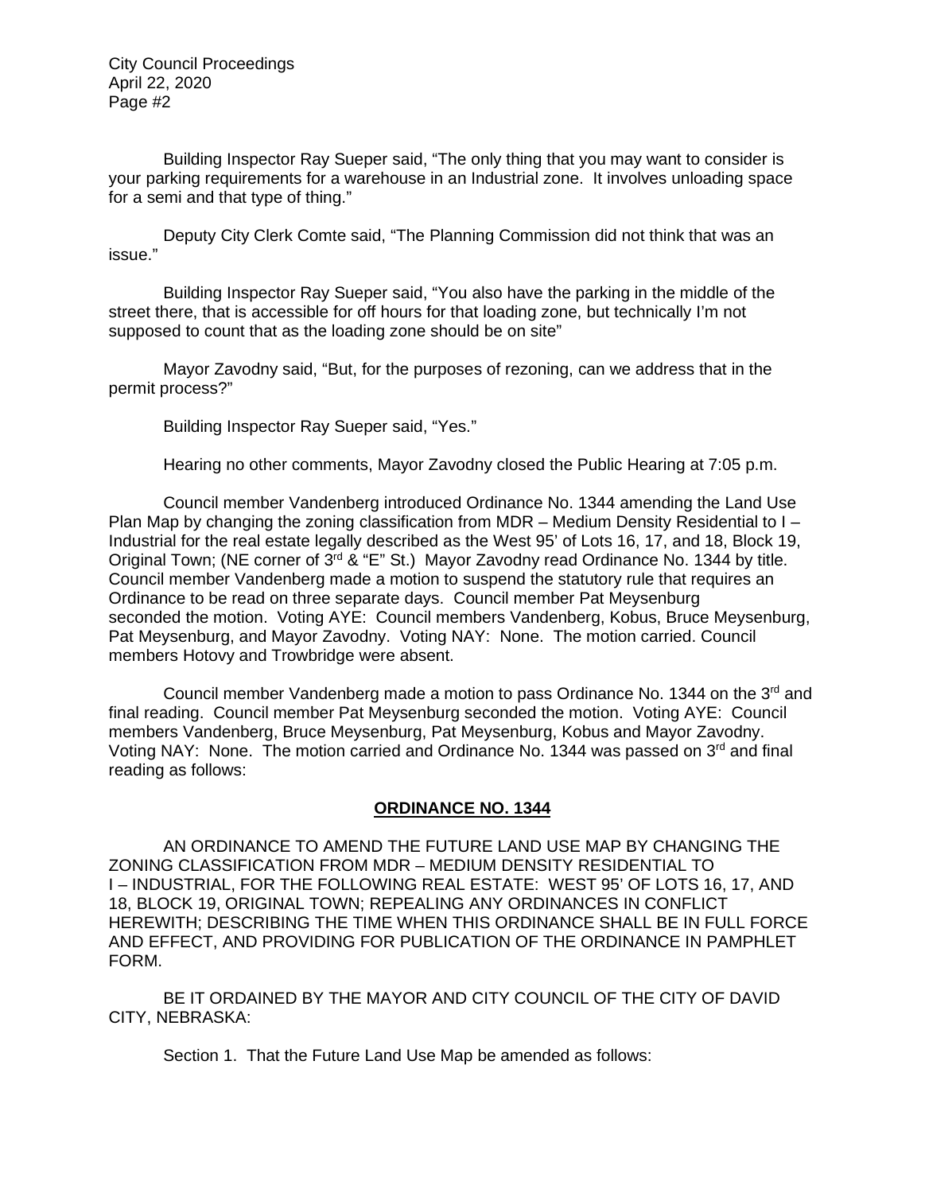Building Inspector Ray Sueper said, "The only thing that you may want to consider is your parking requirements for a warehouse in an Industrial zone. It involves unloading space for a semi and that type of thing."

Deputy City Clerk Comte said, "The Planning Commission did not think that was an issue."

Building Inspector Ray Sueper said, "You also have the parking in the middle of the street there, that is accessible for off hours for that loading zone, but technically I'm not supposed to count that as the loading zone should be on site"

Mayor Zavodny said, "But, for the purposes of rezoning, can we address that in the permit process?"

Building Inspector Ray Sueper said, "Yes."

Hearing no other comments, Mayor Zavodny closed the Public Hearing at 7:05 p.m.

Council member Vandenberg introduced Ordinance No. 1344 amending the Land Use Plan Map by changing the zoning classification from MDR – Medium Density Residential to I – Industrial for the real estate legally described as the West 95' of Lots 16, 17, and 18, Block 19, Original Town; (NE corner of 3rd & "E" St.) Mayor Zavodny read Ordinance No. 1344 by title. Council member Vandenberg made a motion to suspend the statutory rule that requires an Ordinance to be read on three separate days. Council member Pat Meysenburg seconded the motion. Voting AYE: Council members Vandenberg, Kobus, Bruce Meysenburg, Pat Meysenburg, and Mayor Zavodny. Voting NAY: None. The motion carried. Council members Hotovy and Trowbridge were absent.

Council member Vandenberg made a motion to pass Ordinance No. 1344 on the 3rd and final reading. Council member Pat Meysenburg seconded the motion. Voting AYE: Council members Vandenberg, Bruce Meysenburg, Pat Meysenburg, Kobus and Mayor Zavodny. Voting NAY: None. The motion carried and Ordinance No. 1344 was passed on 3rd and final reading as follows:

**ORDINANCE NO. 1344**

AN ORDINANCE TO AMEND THE FUTURE LAND USE MAP BY CHANGING THE ZONING CLASSIFICATION FROM MDR – MEDIUM DENSITY RESIDENTIAL TO I – INDUSTRIAL, FOR THE FOLLOWING REAL ESTATE: WEST 95' OF LOTS 16, 17, AND 18, BLOCK 19, ORIGINAL TOWN; REPEALING ANY ORDINANCES IN CONFLICT HEREWITH; DESCRIBING THE TIME WHEN THIS ORDINANCE SHALL BE IN FULL FORCE AND EFFECT, AND PROVIDING FOR PUBLICATION OF THE ORDINANCE IN PAMPHLET FORM.

BE IT ORDAINED BY THE MAYOR AND CITY COUNCIL OF THE CITY OF DAVID CITY, NEBRASKA:

Section 1. That the Future Land Use Map be amended as follows: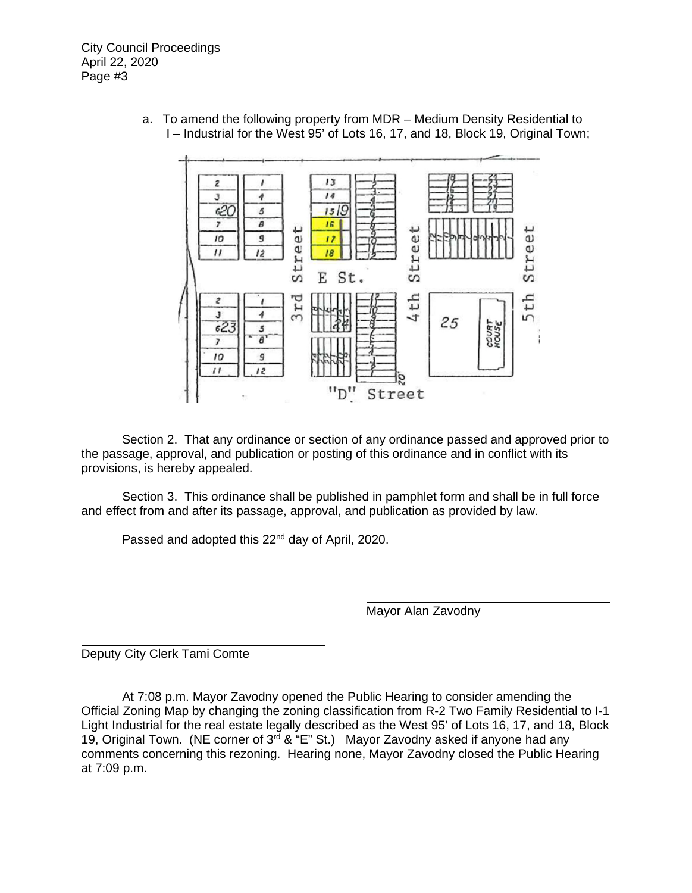a. To amend the following property from MDR – Medium Density Residential to I – Industrial for the West 95' of Lots 16, 17, and 18, Block 19, Original Town;

Section 2. That any ordinance or section of any ordinance passed and approved prior to the passage, approval, and publication or posting of this ordinance and in conflict with its provisions, is hereby appealed.

Section 3. This ordinance shall be published in pamphlet form and shall be in full force and effect from and after its passage, approval, and publication as provided by law.

Passed and adopted this 22nd day of April, 2020.

Mayor Alan Zavodny

Deputy City Clerk Tami Comte

At 7:08 p.m. Mayor Zavodny opened the Public Hearing to consider amending the Official Zoning Map by changing the zoning classification from R-2 Two Family Residential to I-1 Light Industrial for the real estate legally described as the West 95' of Lots 16, 17, and 18, Block 19, Original Town. (NE corner of 3rd & "E" St.) Mayor Zavodny asked if anyone had any comments concerning this rezoning. Hearing none, Mayor Zavodny closed the Public Hearing at 7:09 p.m.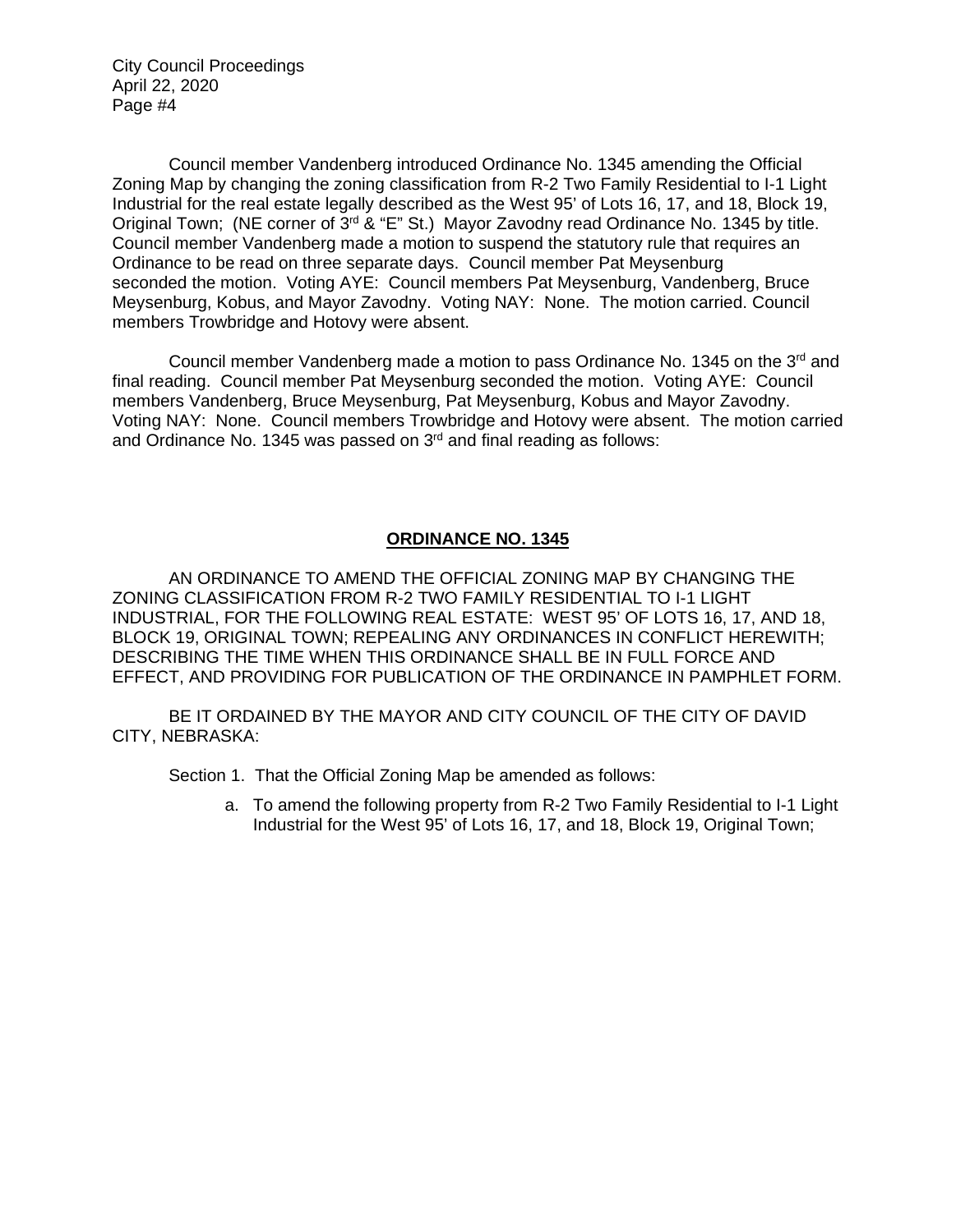Council member Vandenberg introduced Ordinance No. 1345 amending the Official Zoning Map by changing the zoning classification from R-2 Two Family Residential to I-1 Light Industrial for the real estate legally described as the West 95' of Lots 16, 17, and 18, Block 19, Original Town; (NE corner of 3rd & "E" St.) Mayor Zavodny read Ordinance No. 1345 by title. Council member Vandenberg made a motion to suspend the statutory rule that requires an Ordinance to be read on three separate days. Council member Pat Meysenburg seconded the motion. Voting AYE: Council members Pat Meysenburg, Vandenberg, Bruce Meysenburg, Kobus, and Mayor Zavodny. Voting NAY: None. The motion carried. Council members Trowbridge and Hotovy were absent.

Council member Vandenberg made a motion to pass Ordinance No. 1345 on the 3rd and final reading. Council member Pat Meysenburg seconded the motion. Voting AYE: Council members Vandenberg, Bruce Meysenburg, Pat Meysenburg, Kobus and Mayor Zavodny. Voting NAY: None. Council members Trowbridge and Hotovy were absent. The motion carried and Ordinance No. 1345 was passed on 3rd and final reading as follows:

## **ORDINANCE NO. 1345**

AN ORDINANCE TO AMEND THE OFFICIAL ZONING MAP BY CHANGING THE ZONING CLASSIFICATION FROM R-2 TWO FAMILY RESIDENTIAL TO I-1 LIGHT INDUSTRIAL, FOR THE FOLLOWING REAL ESTATE: WEST 95' OF LOTS 16, 17, AND 18, BLOCK 19, ORIGINAL TOWN; REPEALING ANY ORDINANCES IN CONFLICT HEREWITH; DESCRIBING THE TIME WHEN THIS ORDINANCE SHALL BE IN FULL FORCE AND EFFECT, AND PROVIDING FOR PUBLICATION OF THE ORDINANCE IN PAMPHLET FORM.

BE IT ORDAINED BY THE MAYOR AND CITY COUNCIL OF THE CITY OF DAVID CITY, NEBRASKA:

Section 1. That the Official Zoning Map be amended as follows:

a. To amend the following property from R-2 Two Family Residential to I-1 Light Industrial for the West 95' of Lots 16, 17, and 18, Block 19, Original Town;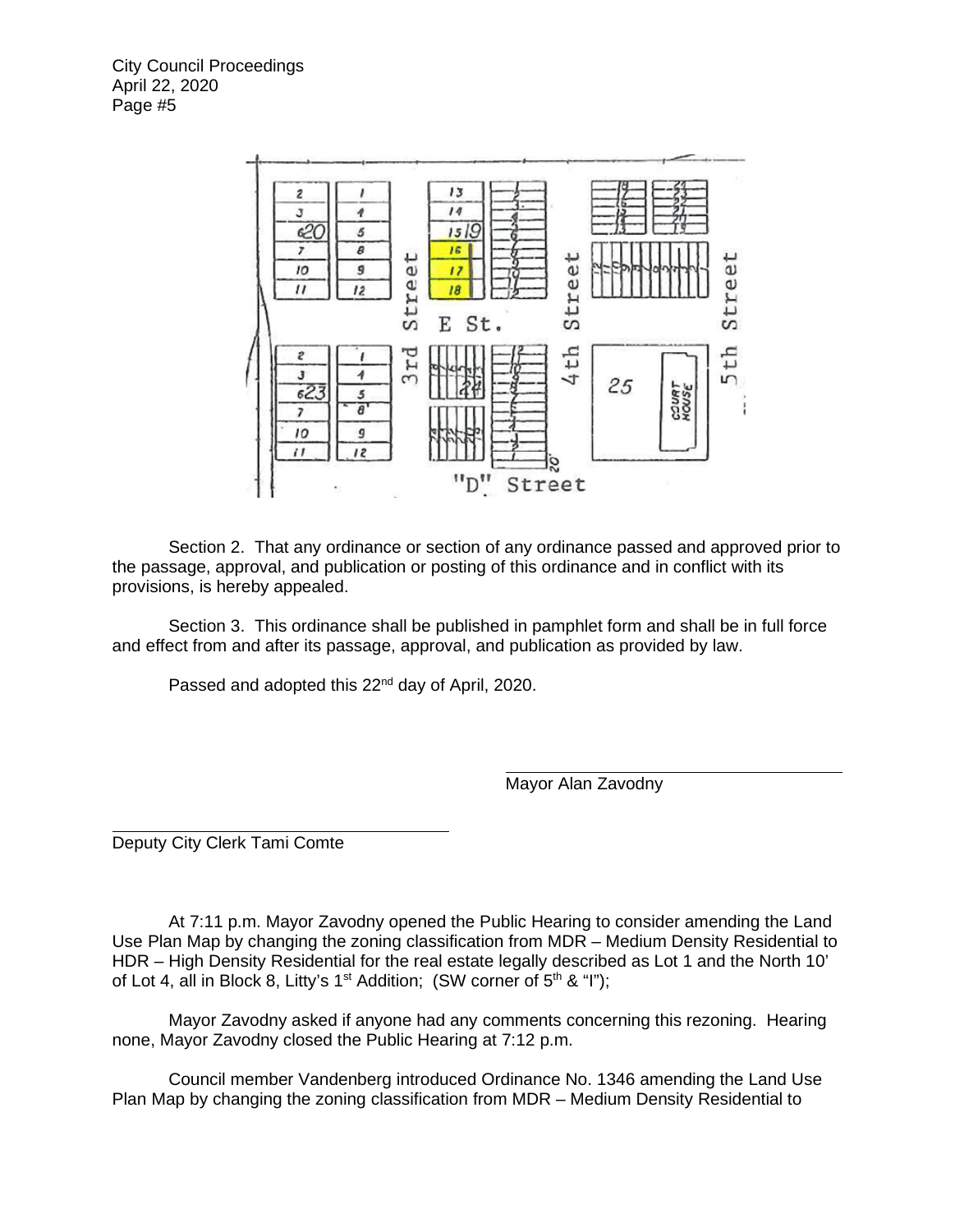Section 2. That any ordinance or section of any ordinance passed and approved prior to the passage, approval, and publication or posting of this ordinance and in conflict with its provisions, is hereby appealed.

Section 3. This ordinance shall be published in pamphlet form and shall be in full force and effect from and after its passage, approval, and publication as provided by law.

Passed and adopted this 22nd day of April, 2020.

Mayor Alan Zavodny

Deputy City Clerk Tami Comte

At 7:11 p.m. Mayor Zavodny opened the Public Hearing to consider amending the Land Use Plan Map by changing the zoning classification from MDR – Medium Density Residential to HDR – High Density Residential for the real estate legally described as Lot 1 and the North 10' of Lot 4, all in Block 8, Litty's 1st Addition; (SW corner of 5th & "I");

Mayor Zavodny asked if anyone had any comments concerning this rezoning. Hearing none, Mayor Zavodny closed the Public Hearing at 7:12 p.m.

Council member Vandenberg introduced Ordinance No. 1346 amending the Land Use Plan Map by changing the zoning classification from MDR – Medium Density Residential to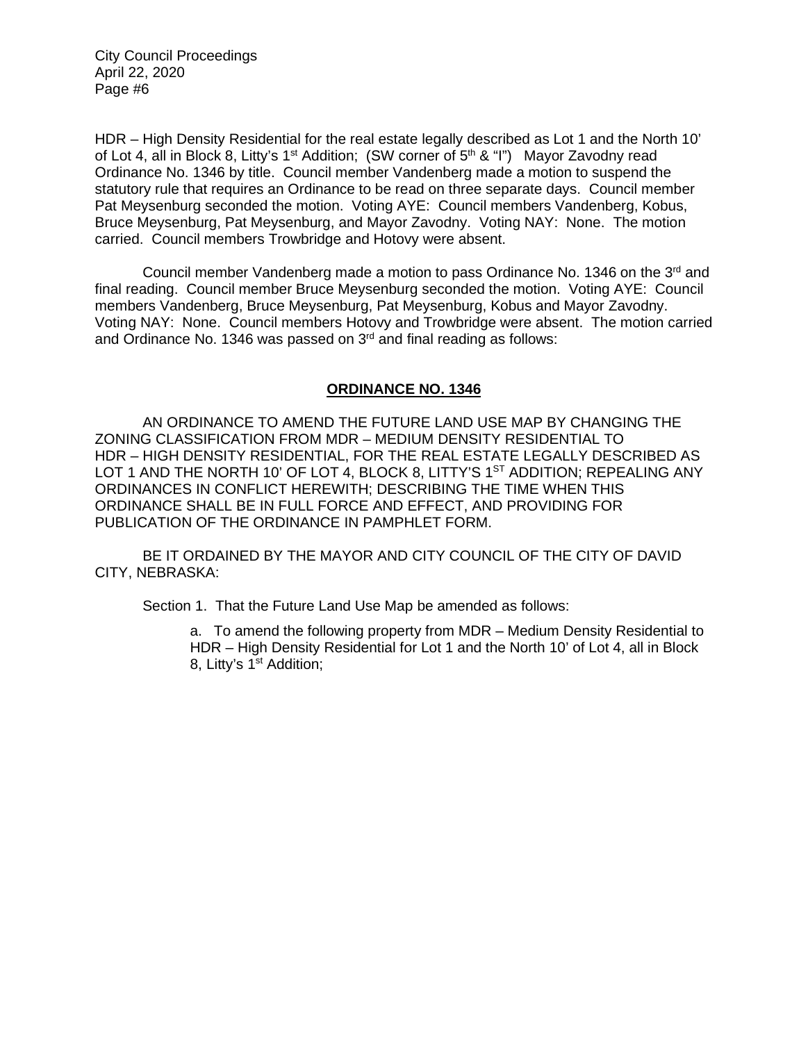HDR – High Density Residential for the real estate legally described as Lot 1 and the North 10' of Lot 4, all in Block 8, Litty's 1st Addition; (SW corner of 5th & "I") Mayor Zavodny read Ordinance No. 1346 by title. Council member Vandenberg made a motion to suspend the statutory rule that requires an Ordinance to be read on three separate days. Council member Pat Meysenburg seconded the motion. Voting AYE: Council members Vandenberg, Kobus, Bruce Meysenburg, Pat Meysenburg, and Mayor Zavodny. Voting NAY: None. The motion carried. Council members Trowbridge and Hotovy were absent.

Council member Vandenberg made a motion to pass Ordinance No. 1346 on the 3rd and final reading. Council member Bruce Meysenburg seconded the motion. Voting AYE: Council members Vandenberg, Bruce Meysenburg, Pat Meysenburg, Kobus and Mayor Zavodny. Voting NAY: None. Council members Hotovy and Trowbridge were absent. The motion carried and Ordinance No. 1346 was passed on 3rd and final reading as follows:

**ORDINANCE NO. 1346**

AN ORDINANCE TO AMEND THE FUTURE LAND USE MAP BY CHANGING THE ZONING CLASSIFICATION FROM MDR – MEDIUM DENSITY RESIDENTIAL TO HDR – HIGH DENSITY RESIDENTIAL, FOR THE REAL ESTATE LEGALLY DESCRIBED AS LOT 1 AND THE NORTH 10' OF LOT 4, BLOCK 8, LITTY'S 1ST ADDITION; REPEALING ANY ORDINANCES IN CONFLICT HEREWITH; DESCRIBING THE TIME WHEN THIS ORDINANCE SHALL BE IN FULL FORCE AND EFFECT, AND PROVIDING FOR PUBLICATION OF THE ORDINANCE IN PAMPHLET FORM.

BE IT ORDAINED BY THE MAYOR AND CITY COUNCIL OF THE CITY OF DAVID CITY, NEBRASKA:

Section 1. That the Future Land Use Map be amended as follows:

a. To amend the following property from MDR – Medium Density Residential to HDR – High Density Residential for Lot 1 and the North 10' of Lot 4, all in Block 8, Litty's 1st Addition;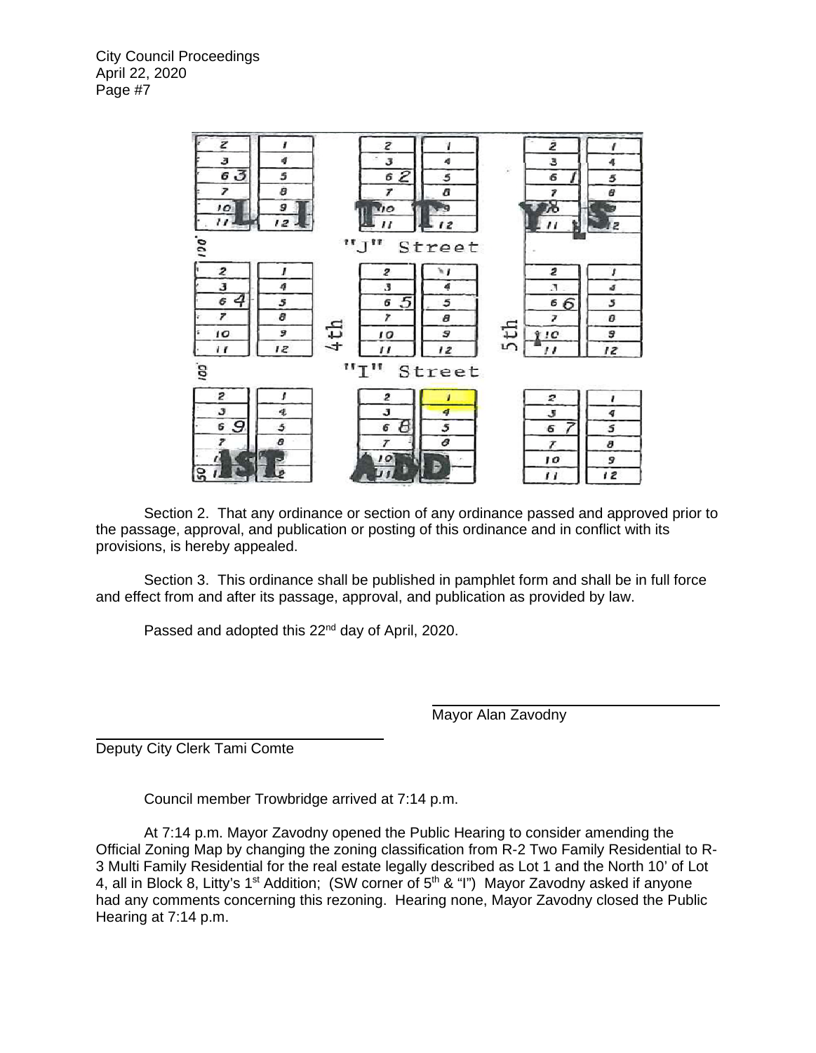Section 2. That any ordinance or section of any ordinance passed and approved prior to the passage, approval, and publication or posting of this ordinance and in conflict with its provisions, is hereby appealed.

Section 3. This ordinance shall be published in pamphlet form and shall be in full force and effect from and after its passage, approval, and publication as provided by law.

Passed and adopted this 22nd day of April, 2020.

Mayor Alan Zavodny

Deputy City Clerk Tami Comte

Council member Trowbridge arrived at 7:14 p.m.

At 7:14 p.m. Mayor Zavodny opened the Public Hearing to consider amending the Official Zoning Map by changing the zoning classification from R-2 Two Family Residential to R-3 Multi Family Residential for the real estate legally described as Lot 1 and the North 10' of Lot 4, all in Block 8, Litty's 1st Addition; (SW corner of 5th & "I") Mayor Zavodny asked if anyone had any comments concerning this rezoning. Hearing none, Mayor Zavodny closed the Public Hearing at 7:14 p.m.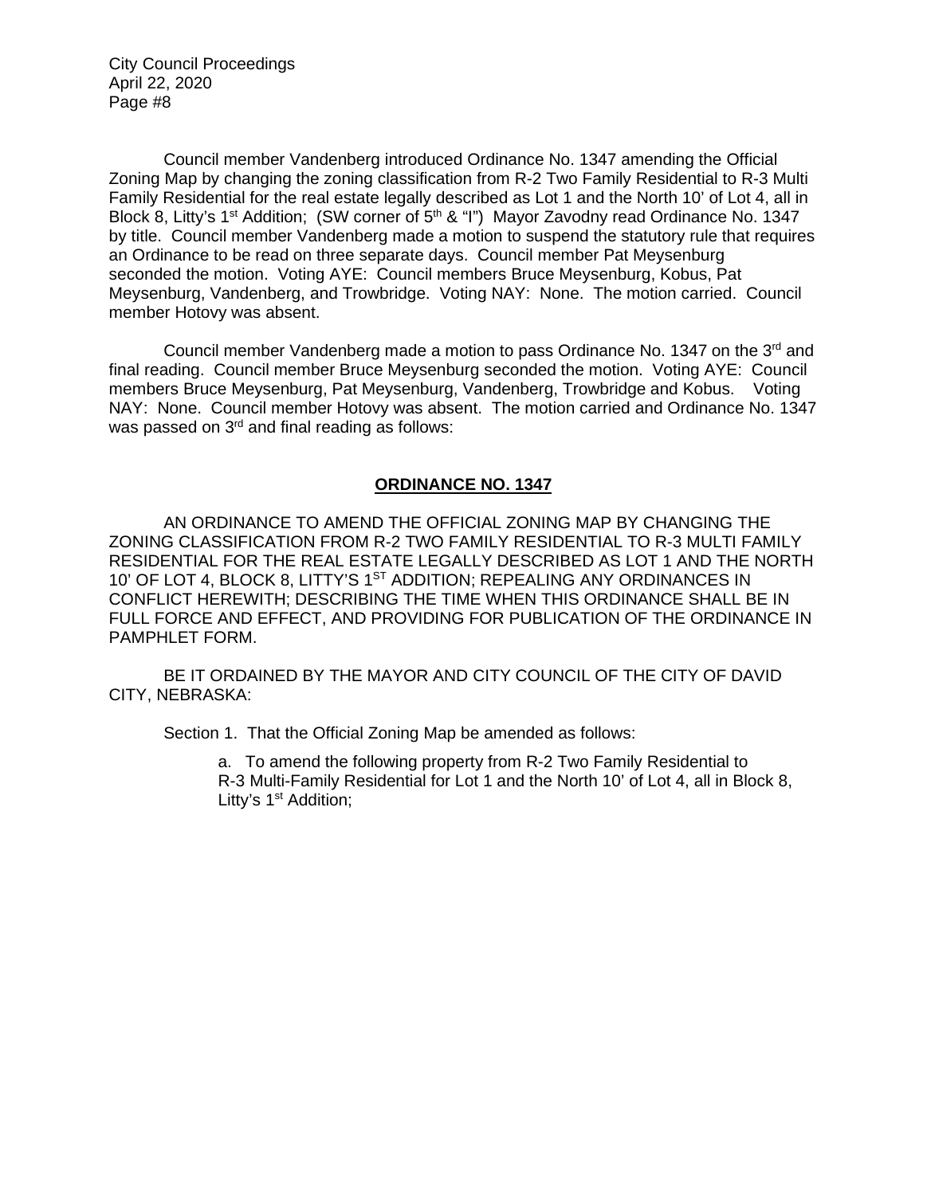Council member Vandenberg introduced Ordinance No. 1347 amending the Official Zoning Map by changing the zoning classification from R-2 Two Family Residential to R-3 Multi Family Residential for the real estate legally described as Lot 1 and the North 10' of Lot 4, all in Block 8, Litty's 1st Addition; (SW corner of 5th & "I") Mayor Zavodny read Ordinance No. 1347 by title. Council member Vandenberg made a motion to suspend the statutory rule that requires an Ordinance to be read on three separate days. Council member Pat Meysenburg seconded the motion. Voting AYE: Council members Bruce Meysenburg, Kobus, Pat Meysenburg, Vandenberg, and Trowbridge. Voting NAY: None. The motion carried. Council member Hotovy was absent.

Council member Vandenberg made a motion to pass Ordinance No. 1347 on the 3rd and final reading. Council member Bruce Meysenburg seconded the motion. Voting AYE: Council members Bruce Meysenburg, Pat Meysenburg, Vandenberg, Trowbridge and Kobus. Voting NAY: None. Council member Hotovy was absent. The motion carried and Ordinance No. 1347 was passed on 3rd and final reading as follows:

## ORDINANCE NO. 1347

AN ORDINANCE TO AMEND THE OFFICIAL ZONING MAP BY CHANGING THE ZONING CLASSIFICATION FROM R-2 TWO FAMILY RESIDENTIAL TO R-3 MULTI FAMILY RESIDENTIAL FOR THE REAL ESTATE LEGALLY DESCRIBED AS LOT 1 AND THE NORTH 10' OF LOT 4, BLOCK 8, LITTY'S 1ST ADDITION; REPEALING ANY ORDINANCES IN CONFLICT HEREWITH; DESCRIBING THE TIME WHEN THIS ORDINANCE SHALL BE IN FULL FORCE AND EFFECT, AND PROVIDING FOR PUBLICATION OF THE ORDINANCE IN PAMPHLET FORM.

BE IT ORDAINED BY THE MAYOR AND CITY COUNCIL OF THE CITY OF DAVID CITY, NEBRASKA:

Section 1. That the Official Zoning Map be amended as follows:

a. To amend the following property from R-2 Two Family Residential to R-3 Multi-Family Residential for Lot 1 and the North 10' of Lot 4, all in Block 8, Litty's 1st Addition;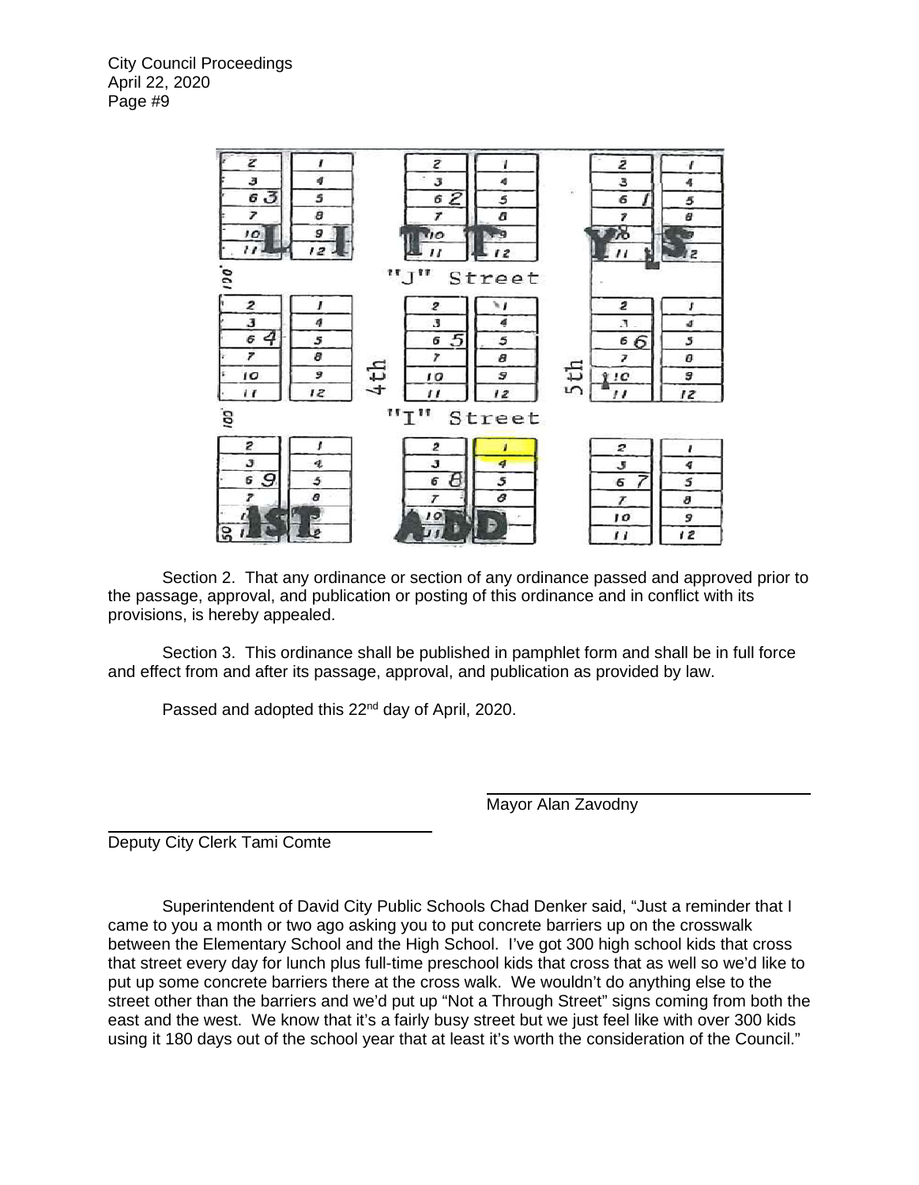Section 2. That any ordinance or section of any ordinance passed and approved prior to the passage, approval, and publication or posting of this ordinance and in conflict with its provisions, is hereby appealed.

Section 3. This ordinance shall be published in pamphlet form and shall be in full force and effect from and after its passage, approval, and publication as provided by law.

Passed and adopted this 22nd day of April, 2020.

Mayor Alan Zavodny

Deputy City Clerk Tami Comte

Superintendent of David City Public Schools Chad Denker said, "Just a reminder that I came to you a month or two ago asking you to put concrete barriers up on the crosswalk between the Elementary School and the High School. I've got 300 high school kids that cross that street every day for lunch plus full-time preschool kids that cross that as well so we'd like to put up some concrete barriers there at the cross walk. We wouldn't do anything else to the street other than the barriers and we'd put up "Not a Through Street" signs coming from both the east and the west. We know that it's a fairly busy street but we just feel like with over 300 kids using it 180 days out of the school year that at least it's worth the consideration of the Council."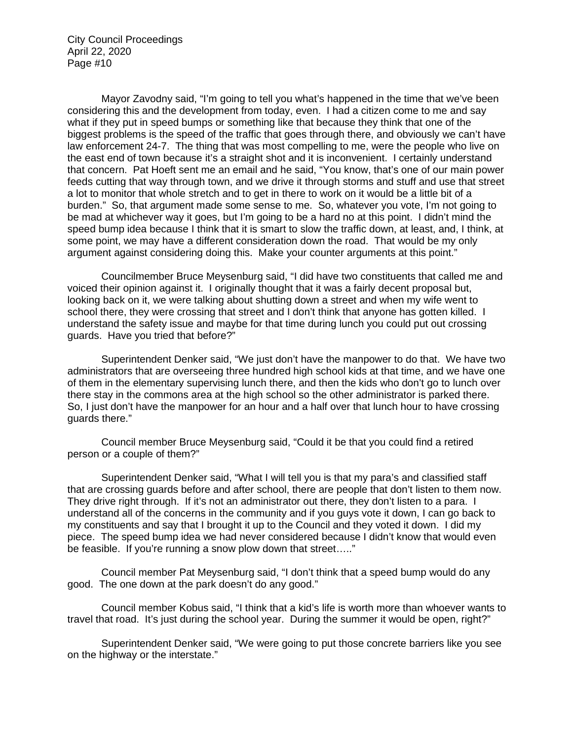Mayor Zavodny said, "I'm going to tell you what's happened in the time that we've been considering this and the development from today, even. I had a citizen come to me and say what if they put in speed bumps or something like that because they think that one of the biggest problems is the speed of the traffic that goes through there, and obviously we can't have law enforcement 24-7. The thing that was most compelling to me, were the people who live on the east end of town because it's a straight shot and it is inconvenient. I certainly understand that concern. Pat Hoeft sent me an email and he said, "You know, that's one of our main power feeds cutting that way through town, and we drive it through storms and stuff and use that street a lot to monitor that whole stretch and to get in there to work on it would be a little bit of a burden." So, that argument made some sense to me. So, whatever you vote, I'm not going to be mad at whichever way it goes, but I'm going to be a hard no at this point. I didn't mind the speed bump idea because I think that it is smart to slow the traffic down, at least, and, I think, at some point, we may have a different consideration down the road. That would be my only argument against considering doing this. Make your counter arguments at this point."

Councilmember Bruce Meysenburg said, "I did have two constituents that called me and voiced their opinion against it. I originally thought that it was a fairly decent proposal but, looking back on it, we were talking about shutting down a street and when my wife went to school there, they were crossing that street and I don't think that anyone has gotten killed. I understand the safety issue and maybe for that time during lunch you could put out crossing guards. Have you tried that before?"

Superintendent Denker said, "We just don't have the manpower to do that. We have two administrators that are overseeing three hundred high school kids at that time, and we have one of them in the elementary supervising lunch there, and then the kids who don't go to lunch over there stay in the commons area at the high school so the other administrator is parked there. So, I just don't have the manpower for an hour and a half over that lunch hour to have crossing guards there."

Council member Bruce Meysenburg said, "Could it be that you could find a retired person or a couple of them?"

Superintendent Denker said, "What I will tell you is that my para's and classified staff that are crossing guards before and after school, there are people that don't listen to them now. They drive right through. If it's not an administrator out there, they don't listen to a para. I understand all of the concerns in the community and if you guys vote it down, I can go back to my constituents and say that I brought it up to the Council and they voted it down. I did my piece. The speed bump idea we had never considered because I didn't know that would even be feasible. If you're running a snow plow down that street….."

Council member Pat Meysenburg said, "I don't think that a speed bump would do any good. The one down at the park doesn't do any good."

Council member Kobus said, "I think that a kid's life is worth more than whoever wants to travel that road. It's just during the school year. During the summer it would be open, right?"

Superintendent Denker said, "We were going to put those concrete barriers like you see on the highway or the interstate."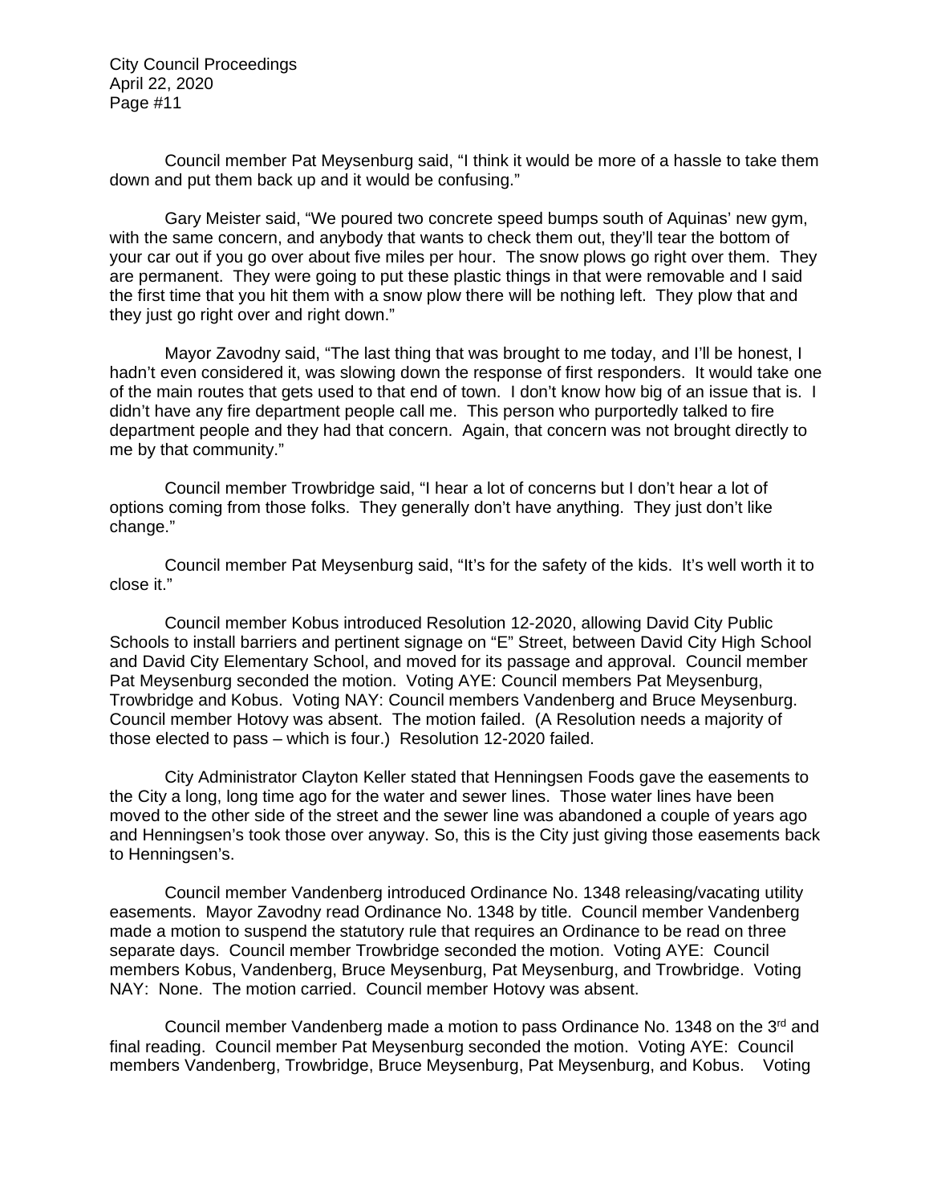Council member Pat Meysenburg said, "I think it would be more of a hassle to take them down and put them back up and it would be confusing."

Gary Meister said, "We poured two concrete speed bumps south of Aquinas' new gym, with the same concern, and anybody that wants to check them out, they'll tear the bottom of your car out if you go over about five miles per hour. The snow plows go right over them. They are permanent. They were going to put these plastic things in that were removable and I said the first time that you hit them with a snow plow there will be nothing left. They plow that and they just go right over and right down."

Mayor Zavodny said, "The last thing that was brought to me today, and I'll be honest, I hadn't even considered it, was slowing down the response of first responders. It would take one of the main routes that gets used to that end of town. I don't know how big of an issue that is. I didn't have any fire department people call me. This person who purportedly talked to fire department people and they had that concern. Again, that concern was not brought directly to me by that community."

Council member Trowbridge said, "I hear a lot of concerns but I don't hear a lot of options coming from those folks. They generally don't have anything. They just don't like change."

Council member Pat Meysenburg said, "It's for the safety of the kids. It's well worth it to close it."

Council member Kobus introduced Resolution 12-2020, allowing David City Public Schools to install barriers and pertinent signage on "E" Street, between David City High School and David City Elementary School, and moved for its passage and approval. Council member Pat Meysenburg seconded the motion. Voting AYE: Council members Pat Meysenburg, Trowbridge and Kobus. Voting NAY: Council members Vandenberg and Bruce Meysenburg. Council member Hotovy was absent. The motion failed. (A Resolution needs a majority of those elected to pass – which is four.) Resolution 12-2020 failed.

City Administrator Clayton Keller stated that Henningsen Foods gave the easements to the City a long, long time ago for the water and sewer lines. Those water lines have been moved to the other side of the street and the sewer line was abandoned a couple of years ago and Henningsen's took those over anyway. So, this is the City just giving those easements back to Henningsen's.

Council member Vandenberg introduced Ordinance No. 1348 releasing/vacating utility easements. Mayor Zavodny read Ordinance No. 1348 by title. Council member Vandenberg made a motion to suspend the statutory rule that requires an Ordinance to be read on three separate days. Council member Trowbridge seconded the motion. Voting AYE: Council members Kobus, Vandenberg, Bruce Meysenburg, Pat Meysenburg, and Trowbridge. Voting NAY: None. The motion carried. Council member Hotovy was absent.

Council member Vandenberg made a motion to pass Ordinance No. 1348 on the 3rd and final reading. Council member Pat Meysenburg seconded the motion. Voting AYE: Council members Vandenberg, Trowbridge, Bruce Meysenburg, Pat Meysenburg, and Kobus. Voting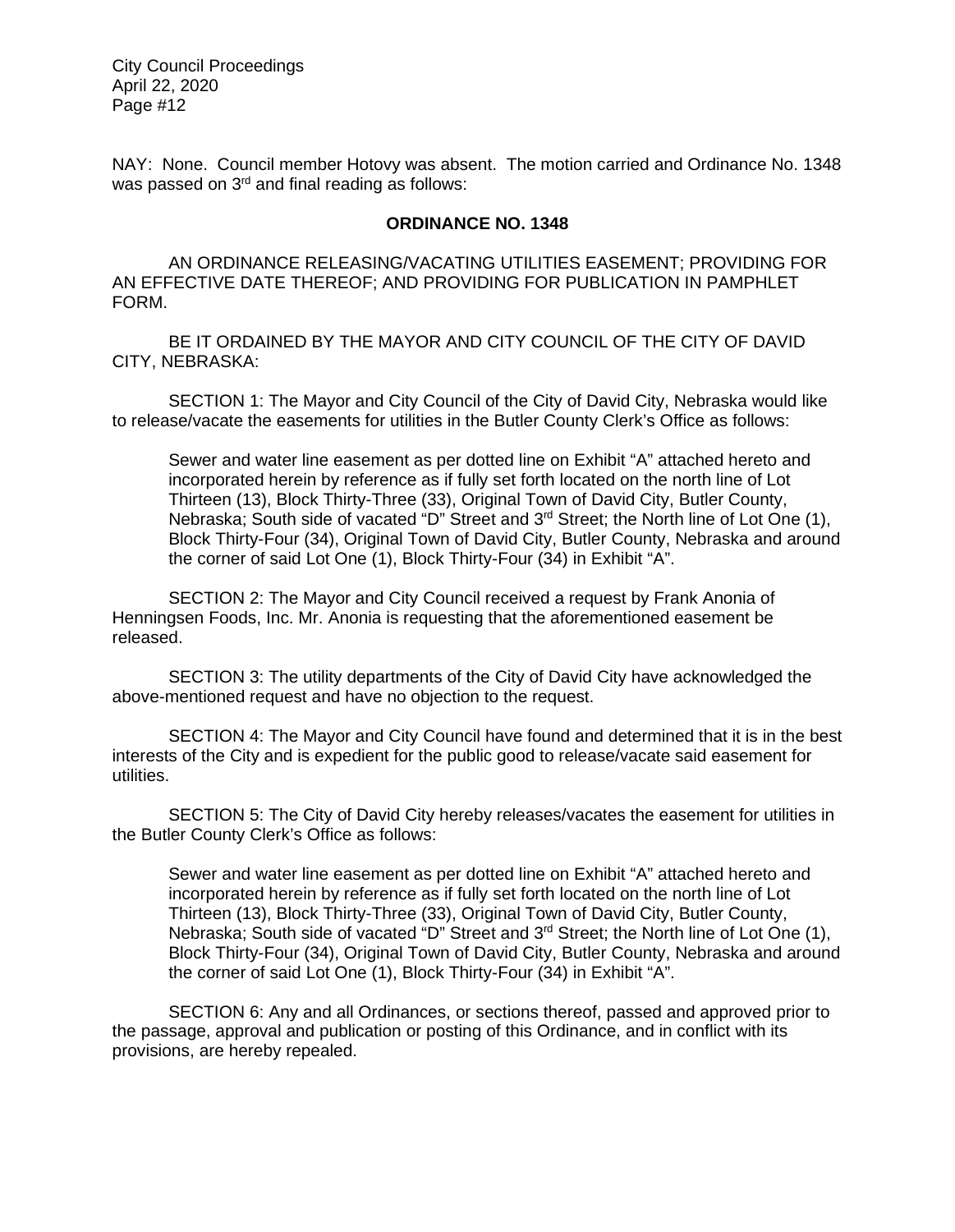NAY: None. Council member Hotovy was absent. The motion carried and Ordinance No. 1348 was passed on 3rd and final reading as follows:

**ORDINANCE NO. 1348**

AN ORDINANCE RELEASING/VACATING UTILITIES EASEMENT; PROVIDING FOR AN EFFECTIVE DATE THEREOF; AND PROVIDING FOR PUBLICATION IN PAMPHLET FORM.

BE IT ORDAINED BY THE MAYOR AND CITY COUNCIL OF THE CITY OF DAVID CITY, NEBRASKA:

SECTION 1: The Mayor and City Council of the City of David City, Nebraska would like to release/vacate the easements for utilities in the Butler County Clerk's Office as follows:

> Sewer and water line easement as per dotted line on Exhibit "A" attached hereto and incorporated herein by reference as if fully set forth located on the north line of Lot Thirteen (13), Block Thirty-Three (33), Original Town of David City, Butler County, Nebraska; South side of vacated "D" Street and 3rd Street; the North line of Lot One (1), Block Thirty-Four (34), Original Town of David City, Butler County, Nebraska and around the corner of said Lot One (1), Block Thirty-Four (34) in Exhibit "A".

SECTION 2: The Mayor and City Council received a request by Frank Anonia of Henningsen Foods, Inc. Mr. Anonia is requesting that the aforementioned easement be released.

SECTION 3: The utility departments of the City of David City have acknowledged the above-mentioned request and have no objection to the request.

SECTION 4: The Mayor and City Council have found and determined that it is in the best interests of the City and is expedient for the public good to release/vacate said easement for utilities.

SECTION 5: The City of David City hereby releases/vacates the easement for utilities in the Butler County Clerk's Office as follows:

> Sewer and water line easement as per dotted line on Exhibit "A" attached hereto and incorporated herein by reference as if fully set forth located on the north line of Lot Thirteen (13), Block Thirty-Three (33), Original Town of David City, Butler County, Nebraska; South side of vacated "D" Street and 3rd Street; the North line of Lot One (1), Block Thirty-Four (34), Original Town of David City, Butler County, Nebraska and around the corner of said Lot One (1), Block Thirty-Four (34) in Exhibit "A".

SECTION 6: Any and all Ordinances, or sections thereof, passed and approved prior to the passage, approval and publication or posting of this Ordinance, and in conflict with its provisions, are hereby repealed.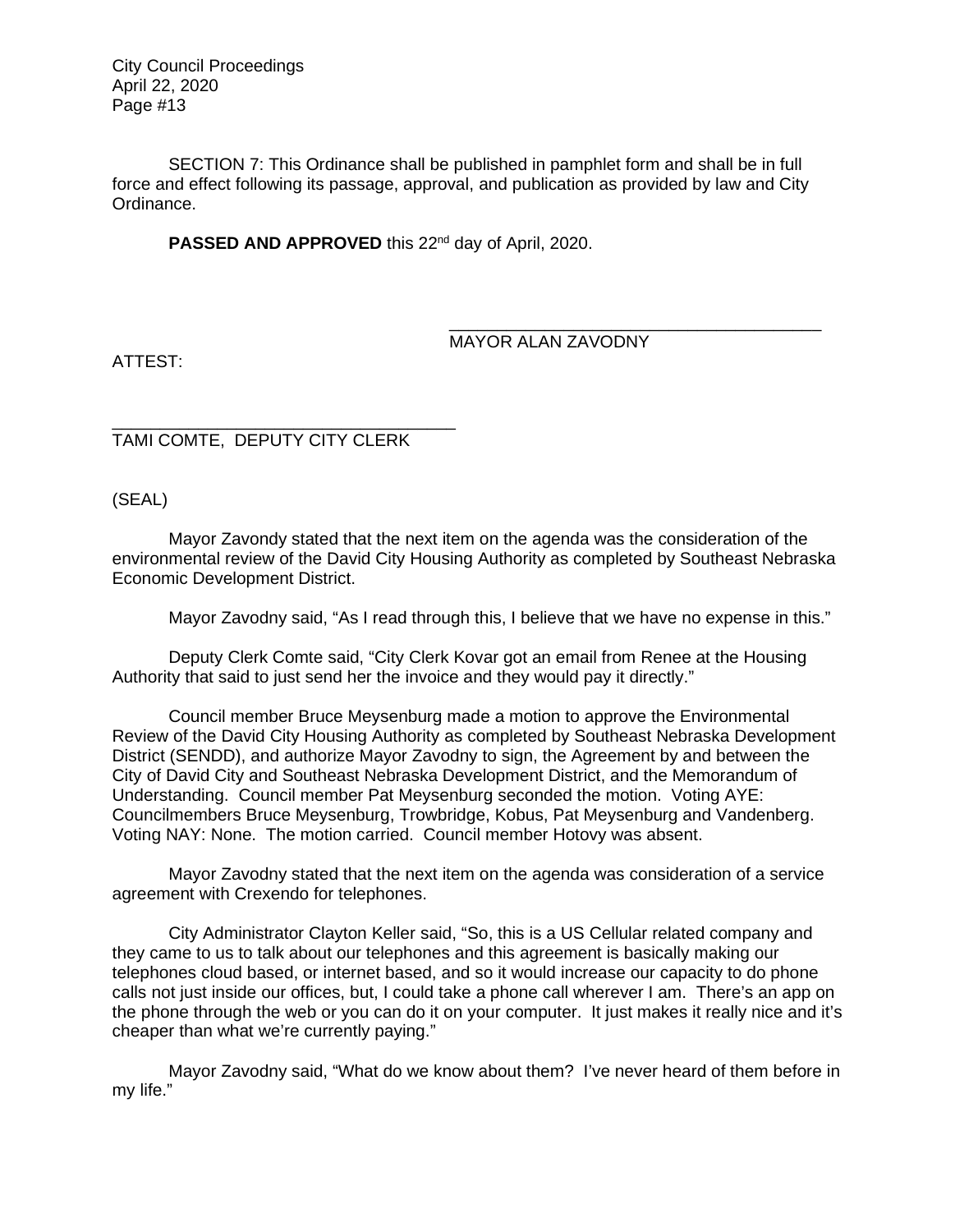SECTION 7: This Ordinance shall be published in pamphlet form and shall be in full force and effect following its passage, approval, and publication as provided by law and City Ordinance.

**PASSED AND APPROVED** this 22nd day of April, 2020.

\_\_\_\_\_\_\_\_\_\_\_\_\_\_\_\_\_\_\_\_\_\_\_\_\_\_\_\_\_\_\_\_\_\_\_\_\_\_
MAYOR ALAN ZAVODNY

ATTEST:

\_\_\_\_\_\_\_\_\_\_\_\_\_\_\_\_\_\_\_\_\_\_\_\_\_\_\_\_\_\_\_\_\_\_\_\_\_\_
TAMI COMTE, DEPUTY CITY CLERK

(SEAL)

Mayor Zavondy stated that the next item on the agenda was the consideration of the environmental review of the David City Housing Authority as completed by Southeast Nebraska Economic Development District.

Mayor Zavodny said, "As I read through this, I believe that we have no expense in this."

Deputy Clerk Comte said, "City Clerk Kovar got an email from Renee at the Housing Authority that said to just send her the invoice and they would pay it directly."

Council member Bruce Meysenburg made a motion to approve the Environmental Review of the David City Housing Authority as completed by Southeast Nebraska Development District (SENDD), and authorize Mayor Zavodny to sign, the Agreement by and between the City of David City and Southeast Nebraska Development District, and the Memorandum of Understanding. Council member Pat Meysenburg seconded the motion. Voting AYE: Councilmembers Bruce Meysenburg, Trowbridge, Kobus, Pat Meysenburg and Vandenberg. Voting NAY: None. The motion carried. Council member Hotovy was absent.

Mayor Zavodny stated that the next item on the agenda was consideration of a service agreement with Crexendo for telephones.

City Administrator Clayton Keller said, "So, this is a US Cellular related company and they came to us to talk about our telephones and this agreement is basically making our telephones cloud based, or internet based, and so it would increase our capacity to do phone calls not just inside our offices, but, I could take a phone call wherever I am. There's an app on the phone through the web or you can do it on your computer. It just makes it really nice and it's cheaper than what we're currently paying."

Mayor Zavodny said, "What do we know about them? I've never heard of them before in my life."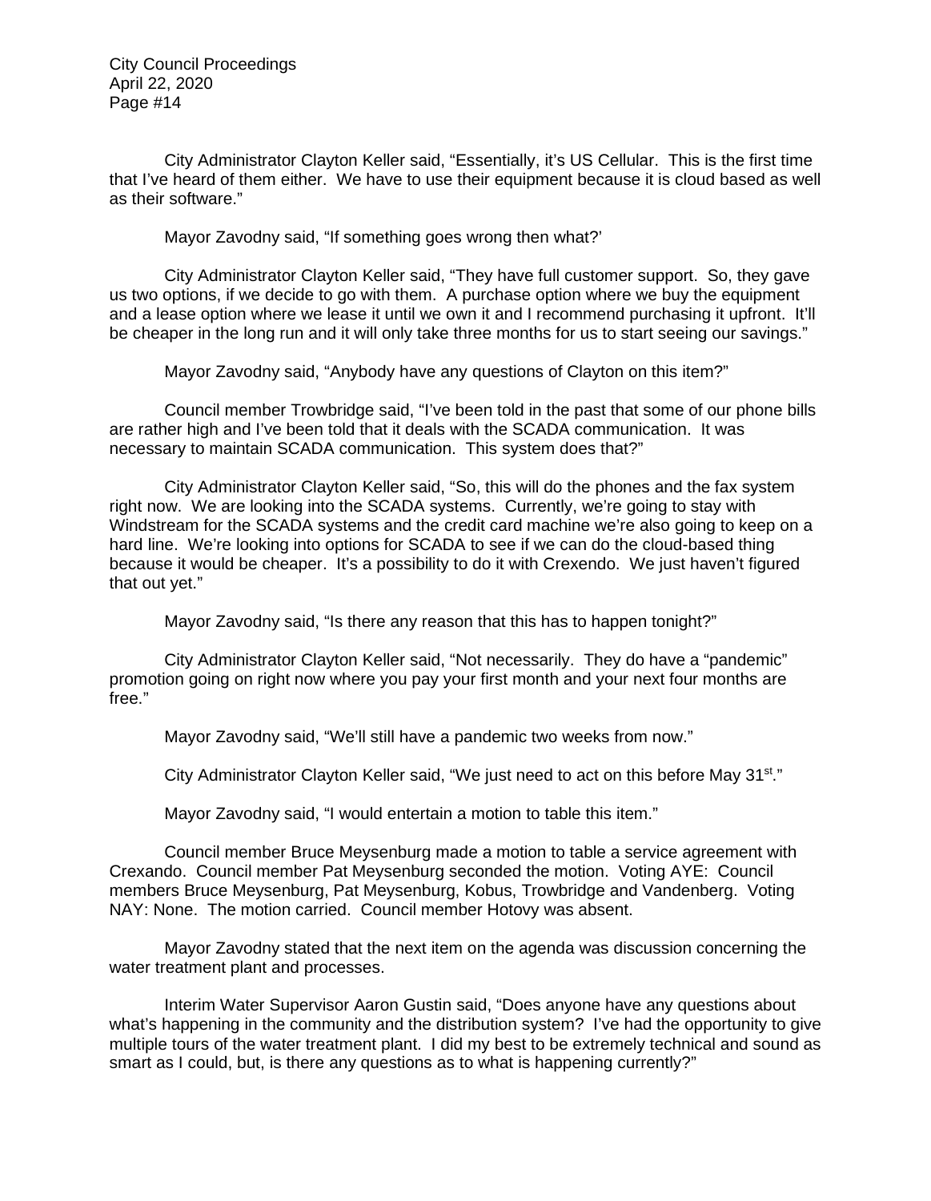City Administrator Clayton Keller said, "Essentially, it's US Cellular. This is the first time that I've heard of them either. We have to use their equipment because it is cloud based as well as their software."

Mayor Zavodny said, "If something goes wrong then what?'

City Administrator Clayton Keller said, "They have full customer support. So, they gave us two options, if we decide to go with them. A purchase option where we buy the equipment and a lease option where we lease it until we own it and I recommend purchasing it upfront. It'll be cheaper in the long run and it will only take three months for us to start seeing our savings."

Mayor Zavodny said, "Anybody have any questions of Clayton on this item?"

Council member Trowbridge said, "I've been told in the past that some of our phone bills are rather high and I've been told that it deals with the SCADA communication. It was necessary to maintain SCADA communication. This system does that?"

City Administrator Clayton Keller said, "So, this will do the phones and the fax system right now. We are looking into the SCADA systems. Currently, we're going to stay with Windstream for the SCADA systems and the credit card machine we're also going to keep on a hard line. We're looking into options for SCADA to see if we can do the cloud-based thing because it would be cheaper. It's a possibility to do it with Crexendo. We just haven't figured that out yet."

Mayor Zavodny said, "Is there any reason that this has to happen tonight?"

City Administrator Clayton Keller said, "Not necessarily. They do have a "pandemic" promotion going on right now where you pay your first month and your next four months are free."

Mayor Zavodny said, "We'll still have a pandemic two weeks from now."

City Administrator Clayton Keller said, "We just need to act on this before May 31st."

Mayor Zavodny said, "I would entertain a motion to table this item."

Council member Bruce Meysenburg made a motion to table a service agreement with Crexando. Council member Pat Meysenburg seconded the motion. Voting AYE: Council members Bruce Meysenburg, Pat Meysenburg, Kobus, Trowbridge and Vandenberg. Voting NAY: None. The motion carried. Council member Hotovy was absent.

Mayor Zavodny stated that the next item on the agenda was discussion concerning the water treatment plant and processes.

Interim Water Supervisor Aaron Gustin said, "Does anyone have any questions about what's happening in the community and the distribution system? I've had the opportunity to give multiple tours of the water treatment plant. I did my best to be extremely technical and sound as smart as I could, but, is there any questions as to what is happening currently?"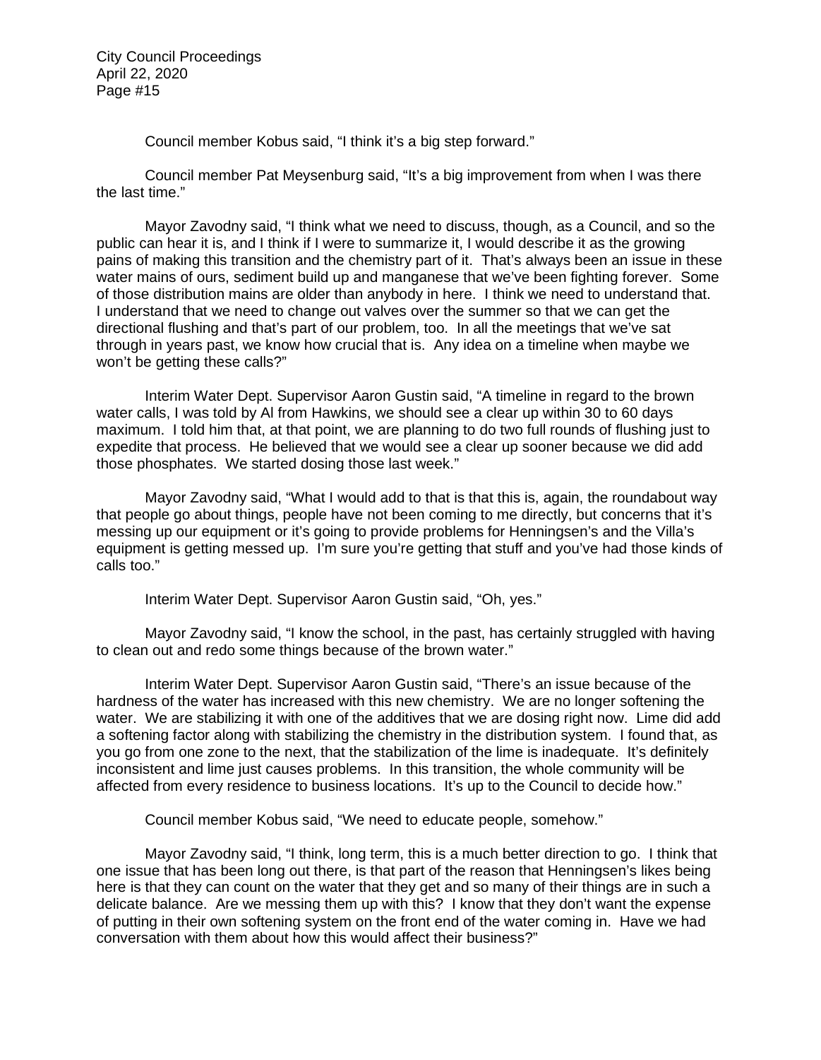Council member Kobus said, “I think it’s a big step forward.”

Council member Pat Meysenburg said, “It’s a big improvement from when I was there the last time.”

Mayor Zavodny said, “I think what we need to discuss, though, as a Council, and so the public can hear it is, and I think if I were to summarize it, I would describe it as the growing pains of making this transition and the chemistry part of it. That’s always been an issue in these water mains of ours, sediment build up and manganese that we’ve been fighting forever. Some of those distribution mains are older than anybody in here. I think we need to understand that. I understand that we need to change out valves over the summer so that we can get the directional flushing and that’s part of our problem, too. In all the meetings that we’ve sat through in years past, we know how crucial that is. Any idea on a timeline when maybe we won’t be getting these calls?”

Interim Water Dept. Supervisor Aaron Gustin said, “A timeline in regard to the brown water calls, I was told by Al from Hawkins, we should see a clear up within 30 to 60 days maximum. I told him that, at that point, we are planning to do two full rounds of flushing just to expedite that process. He believed that we would see a clear up sooner because we did add those phosphates. We started dosing those last week.”

Mayor Zavodny said, “What I would add to that is that this is, again, the roundabout way that people go about things, people have not been coming to me directly, but concerns that it’s messing up our equipment or it’s going to provide problems for Henningsen’s and the Villa’s equipment is getting messed up. I’m sure you’re getting that stuff and you’ve had those kinds of calls too.”

Interim Water Dept. Supervisor Aaron Gustin said, “Oh, yes.”

Mayor Zavodny said, “I know the school, in the past, has certainly struggled with having to clean out and redo some things because of the brown water.”

Interim Water Dept. Supervisor Aaron Gustin said, “There’s an issue because of the hardness of the water has increased with this new chemistry. We are no longer softening the water. We are stabilizing it with one of the additives that we are dosing right now. Lime did add a softening factor along with stabilizing the chemistry in the distribution system. I found that, as you go from one zone to the next, that the stabilization of the lime is inadequate. It’s definitely inconsistent and lime just causes problems. In this transition, the whole community will be affected from every residence to business locations. It’s up to the Council to decide how.”

Council member Kobus said, “We need to educate people, somehow.”

Mayor Zavodny said, “I think, long term, this is a much better direction to go. I think that one issue that has been long out there, is that part of the reason that Henningsen’s likes being here is that they can count on the water that they get and so many of their things are in such a delicate balance. Are we messing them up with this? I know that they don’t want the expense of putting in their own softening system on the front end of the water coming in. Have we had conversation with them about how this would affect their business?”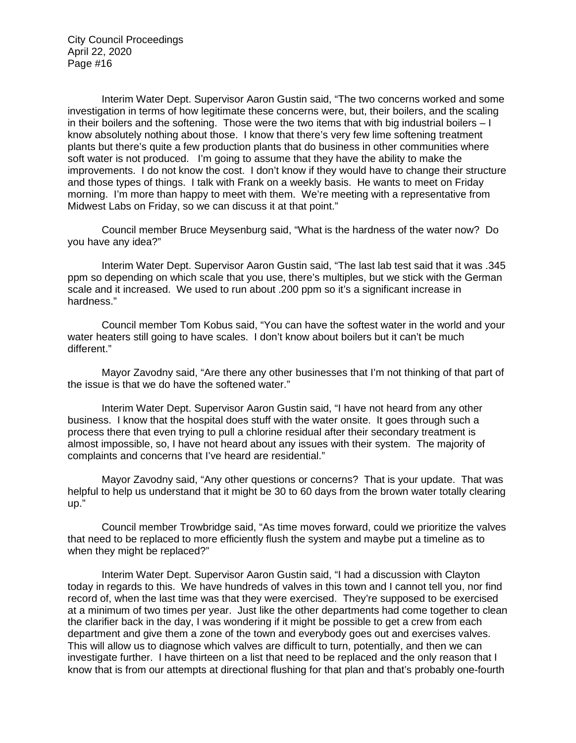Interim Water Dept. Supervisor Aaron Gustin said, "The two concerns worked and some investigation in terms of how legitimate these concerns were, but, their boilers, and the scaling in their boilers and the softening. Those were the two items that with big industrial boilers – I know absolutely nothing about those. I know that there's very few lime softening treatment plants but there's quite a few production plants that do business in other communities where soft water is not produced. I'm going to assume that they have the ability to make the improvements. I do not know the cost. I don't know if they would have to change their structure and those types of things. I talk with Frank on a weekly basis. He wants to meet on Friday morning. I'm more than happy to meet with them. We're meeting with a representative from Midwest Labs on Friday, so we can discuss it at that point."

Council member Bruce Meysenburg said, "What is the hardness of the water now? Do you have any idea?"

Interim Water Dept. Supervisor Aaron Gustin said, "The last lab test said that it was .345 ppm so depending on which scale that you use, there's multiples, but we stick with the German scale and it increased. We used to run about .200 ppm so it's a significant increase in hardness."

Council member Tom Kobus said, "You can have the softest water in the world and your water heaters still going to have scales. I don't know about boilers but it can't be much different."

Mayor Zavodny said, "Are there any other businesses that I'm not thinking of that part of the issue is that we do have the softened water."

Interim Water Dept. Supervisor Aaron Gustin said, "I have not heard from any other business. I know that the hospital does stuff with the water onsite. It goes through such a process there that even trying to pull a chlorine residual after their secondary treatment is almost impossible, so, I have not heard about any issues with their system. The majority of complaints and concerns that I've heard are residential."

Mayor Zavodny said, "Any other questions or concerns? That is your update. That was helpful to help us understand that it might be 30 to 60 days from the brown water totally clearing up."

Council member Trowbridge said, "As time moves forward, could we prioritize the valves that need to be replaced to more efficiently flush the system and maybe put a timeline as to when they might be replaced?"

Interim Water Dept. Supervisor Aaron Gustin said, "I had a discussion with Clayton today in regards to this. We have hundreds of valves in this town and I cannot tell you, nor find record of, when the last time was that they were exercised. They're supposed to be exercised at a minimum of two times per year. Just like the other departments had come together to clean the clarifier back in the day, I was wondering if it might be possible to get a crew from each department and give them a zone of the town and everybody goes out and exercises valves. This will allow us to diagnose which valves are difficult to turn, potentially, and then we can investigate further. I have thirteen on a list that need to be replaced and the only reason that I know that is from our attempts at directional flushing for that plan and that's probably one-fourth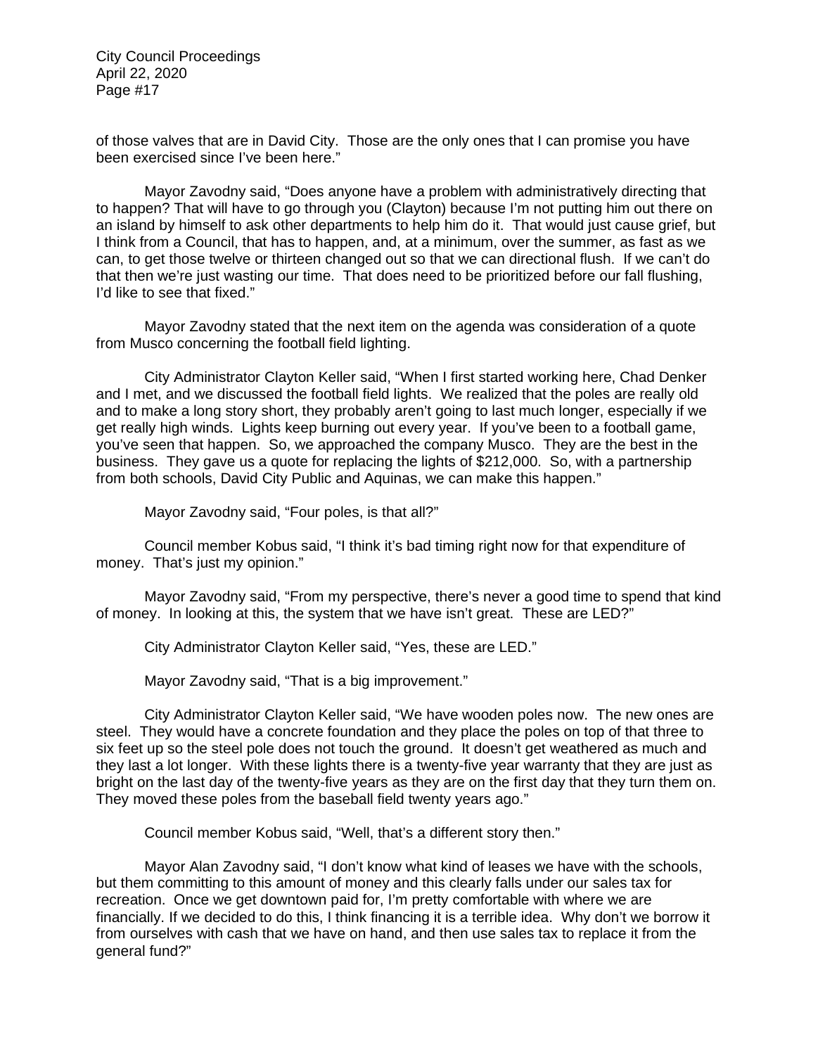of those valves that are in David City. Those are the only ones that I can promise you have been exercised since I've been here."

Mayor Zavodny said, "Does anyone have a problem with administratively directing that to happen? That will have to go through you (Clayton) because I'm not putting him out there on an island by himself to ask other departments to help him do it. That would just cause grief, but I think from a Council, that has to happen, and, at a minimum, over the summer, as fast as we can, to get those twelve or thirteen changed out so that we can directional flush. If we can't do that then we're just wasting our time. That does need to be prioritized before our fall flushing, I'd like to see that fixed."

Mayor Zavodny stated that the next item on the agenda was consideration of a quote from Musco concerning the football field lighting.

City Administrator Clayton Keller said, "When I first started working here, Chad Denker and I met, and we discussed the football field lights. We realized that the poles are really old and to make a long story short, they probably aren't going to last much longer, especially if we get really high winds. Lights keep burning out every year. If you've been to a football game, you've seen that happen. So, we approached the company Musco. They are the best in the business. They gave us a quote for replacing the lights of $212,000. So, with a partnership from both schools, David City Public and Aquinas, we can make this happen."

Mayor Zavodny said, "Four poles, is that all?"

Council member Kobus said, "I think it's bad timing right now for that expenditure of money. That's just my opinion."

Mayor Zavodny said, "From my perspective, there's never a good time to spend that kind of money. In looking at this, the system that we have isn't great. These are LED?"

City Administrator Clayton Keller said, "Yes, these are LED."

Mayor Zavodny said, "That is a big improvement."

City Administrator Clayton Keller said, "We have wooden poles now. The new ones are steel. They would have a concrete foundation and they place the poles on top of that three to six feet up so the steel pole does not touch the ground. It doesn't get weathered as much and they last a lot longer. With these lights there is a twenty-five year warranty that they are just as bright on the last day of the twenty-five years as they are on the first day that they turn them on. They moved these poles from the baseball field twenty years ago."

Council member Kobus said, "Well, that's a different story then."

Mayor Alan Zavodny said, "I don't know what kind of leases we have with the schools, but them committing to this amount of money and this clearly falls under our sales tax for recreation. Once we get downtown paid for, I'm pretty comfortable with where we are financially. If we decided to do this, I think financing it is a terrible idea. Why don't we borrow it from ourselves with cash that we have on hand, and then use sales tax to replace it from the general fund?"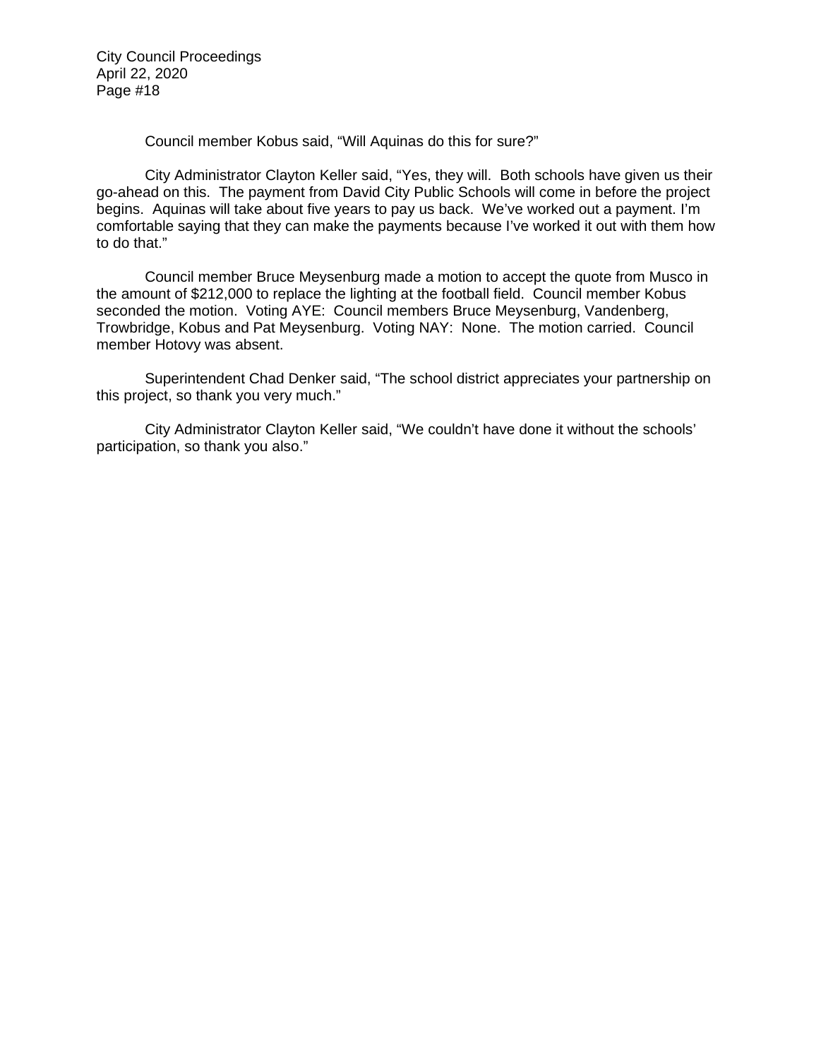Council member Kobus said, “Will Aquinas do this for sure?”

City Administrator Clayton Keller said, “Yes, they will.  Both schools have given us their go-ahead on this.  The payment from David City Public Schools will come in before the project begins.  Aquinas will take about five years to pay us back.  We’ve worked out a payment. I’m comfortable saying that they can make the payments because I’ve worked it out with them how to do that.”

Council member Bruce Meysenburg made a motion to accept the quote from Musco in the amount of $212,000 to replace the lighting at the football field.  Council member Kobus seconded the motion.  Voting AYE:  Council members Bruce Meysenburg, Vandenberg, Trowbridge, Kobus and Pat Meysenburg.  Voting NAY:  None.  The motion carried.  Council member Hotovy was absent.

Superintendent Chad Denker said, “The school district appreciates your partnership on this project, so thank you very much.”

City Administrator Clayton Keller said, “We couldn’t have done it without the schools’ participation, so thank you also.”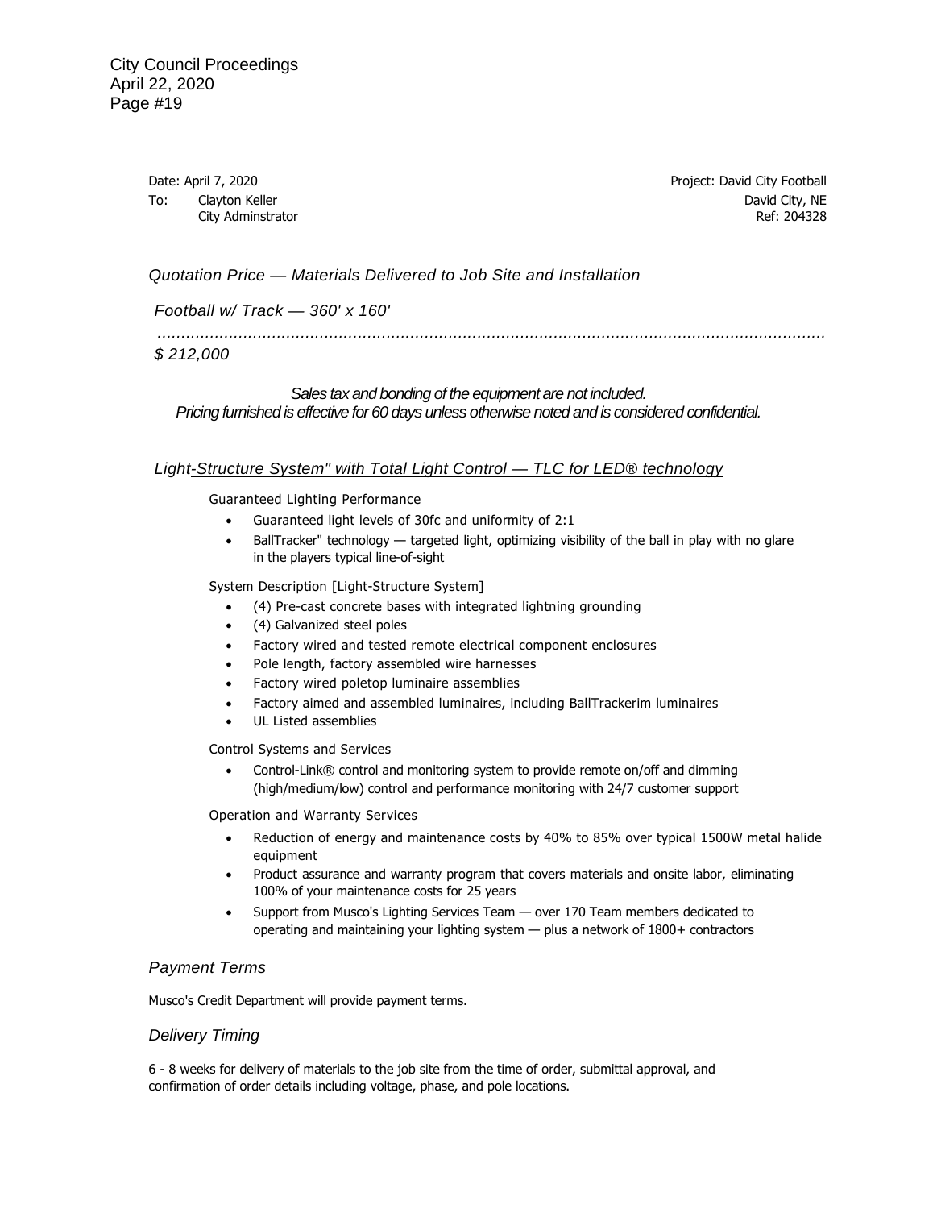Date: April 7, 2020
To: Clayton Keller
City Adminstrator

Project: David City Football
David City, NE
Ref: 204328

### *Quotation Price — Materials Delivered to Job Site and Installation*

*Football w/ Track — 360' x 160'*

*..............................................................................................................................................*
*$ 212,000*

*Sales tax and bonding of the equipment are not included.*
*Pricing furnished is effective for 60 days unless otherwise noted and is considered confidential.*

### *Light-Structure System" with Total Light Control — TLC for LED® technology*

Guaranteed Lighting Performance

- Guaranteed light levels of 30fc and uniformity of 2:1
- BallTracker" technology — targeted light, optimizing visibility of the ball in play with no glare in the players typical line-of-sight

System Description [Light-Structure System]

- (4) Pre-cast concrete bases with integrated lightning grounding
- (4) Galvanized steel poles
- Factory wired and tested remote electrical component enclosures
- Pole length, factory assembled wire harnesses
- Factory wired poletop luminaire assemblies
- Factory aimed and assembled luminaires, including BallTrackerim luminaires
- UL Listed assemblies

Control Systems and Services

- Control-Link® control and monitoring system to provide remote on/off and dimming (high/medium/low) control and performance monitoring with 24/7 customer support

Operation and Warranty Services

- Reduction of energy and maintenance costs by 40% to 85% over typical 1500W metal halide equipment
- Product assurance and warranty program that covers materials and onsite labor, eliminating 100% of your maintenance costs for 25 years
- Support from Musco's Lighting Services Team — over 170 Team members dedicated to operating and maintaining your lighting system — plus a network of 1800+ contractors

### *Payment Terms*

Musco's Credit Department will provide payment terms.

### *Delivery Timing*

6 - 8 weeks for delivery of materials to the job site from the time of order, submittal approval, and confirmation of order details including voltage, phase, and pole locations.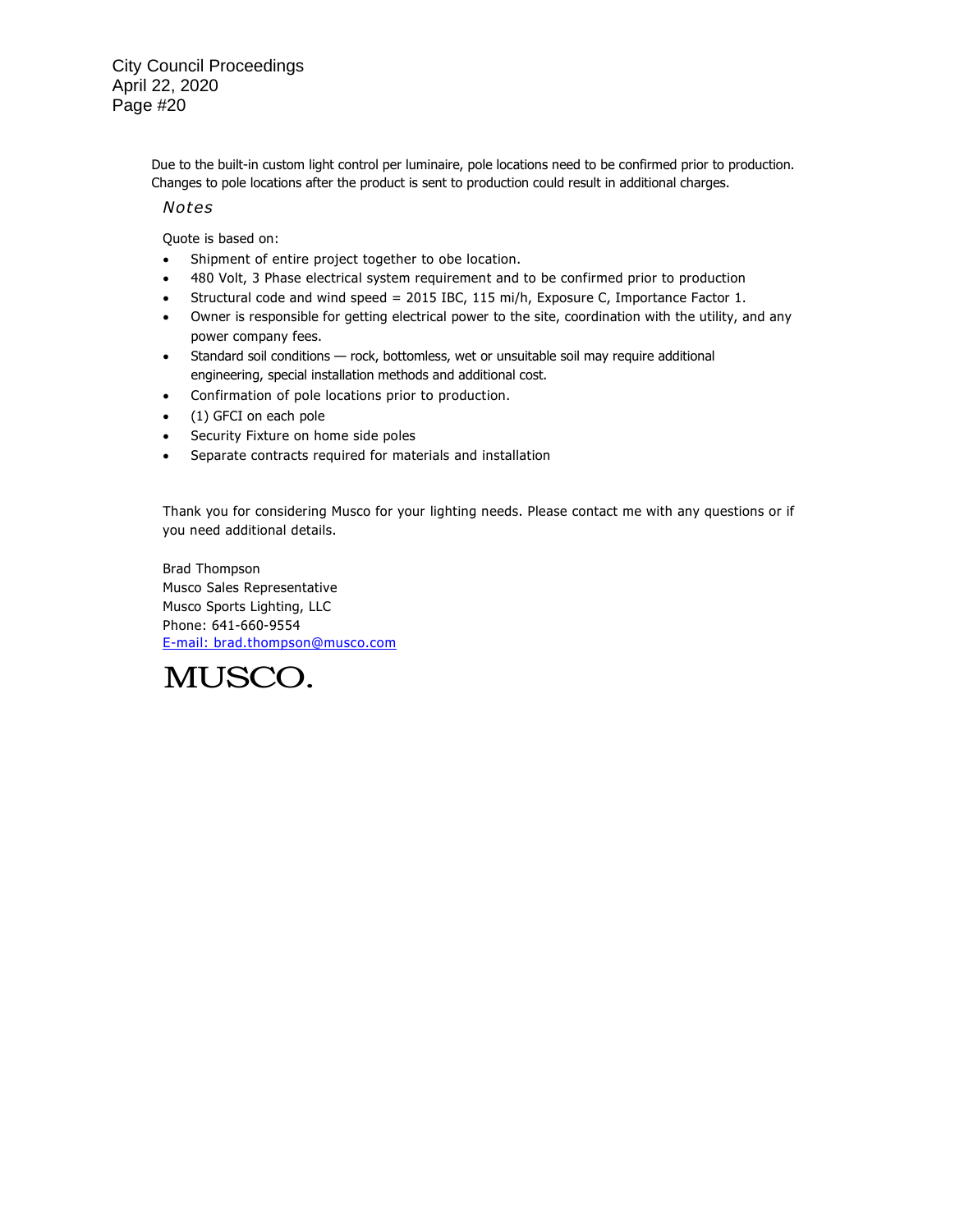Due to the built-in custom light control per luminaire, pole locations need to be confirmed prior to production. Changes to pole locations after the product is sent to production could result in additional charges.

*Notes*

Quote is based on:

- Shipment of entire project together to obe location.
- 480 Volt, 3 Phase electrical system requirement and to be confirmed prior to production
- Structural code and wind speed = 2015 IBC, 115 mi/h, Exposure C, Importance Factor 1.
- Owner is responsible for getting electrical power to the site, coordination with the utility, and any power company fees.
- Standard soil conditions — rock, bottomless, wet or unsuitable soil may require additional engineering, special installation methods and additional cost.
- Confirmation of pole locations prior to production.
- (1) GFCI on each pole
- Security Fixture on home side poles
- Separate contracts required for materials and installation

Thank you for considering Musco for your lighting needs. Please contact me with any questions or if you need additional details.

Brad Thompson
Musco Sales Representative
Musco Sports Lighting, LLC
Phone: 641-660-9554
E-mail: brad.thompson@musco.com

MUSCO.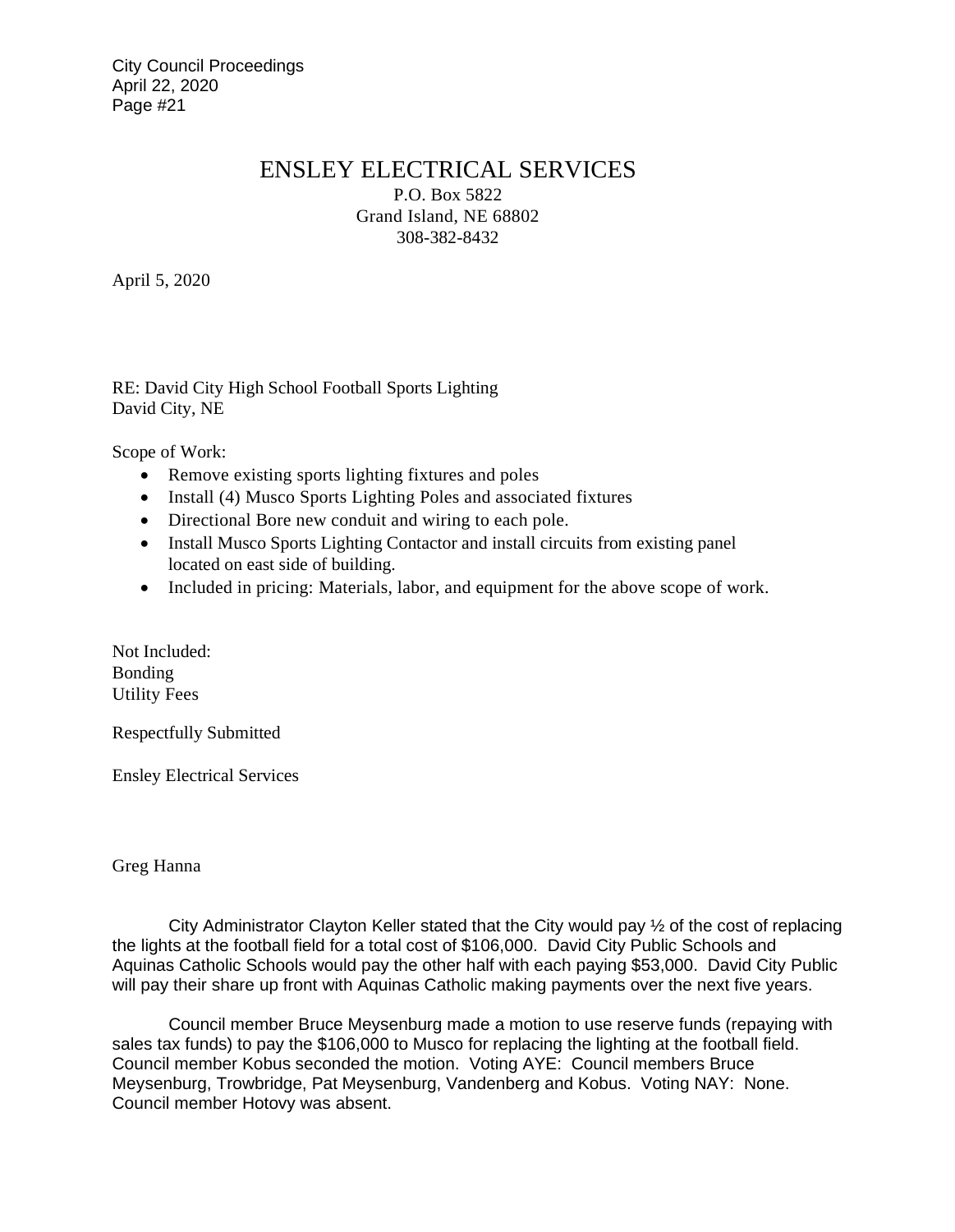# ENSLEY ELECTRICAL SERVICES

P.O. Box 5822
Grand Island, NE 68802
308-382-8432

April 5, 2020

RE: David City High School Football Sports Lighting
David City, NE

Scope of Work:

- Remove existing sports lighting fixtures and poles
- Install (4) Musco Sports Lighting Poles and associated fixtures
- Directional Bore new conduit and wiring to each pole.
- Install Musco Sports Lighting Contactor and install circuits from existing panel located on east side of building.
- Included in pricing: Materials, labor, and equipment for the above scope of work.

Not Included:
Bonding
Utility Fees

Respectfully Submitted

Ensley Electrical Services

Greg Hanna

City Administrator Clayton Keller stated that the City would pay ½ of the cost of replacing the lights at the football field for a total cost of $106,000. David City Public Schools and Aquinas Catholic Schools would pay the other half with each paying $53,000. David City Public will pay their share up front with Aquinas Catholic making payments over the next five years.

Council member Bruce Meysenburg made a motion to use reserve funds (repaying with sales tax funds) to pay the $106,000 to Musco for replacing the lighting at the football field. Council member Kobus seconded the motion. Voting AYE: Council members Bruce Meysenburg, Trowbridge, Pat Meysenburg, Vandenberg and Kobus. Voting NAY: None. Council member Hotovy was absent.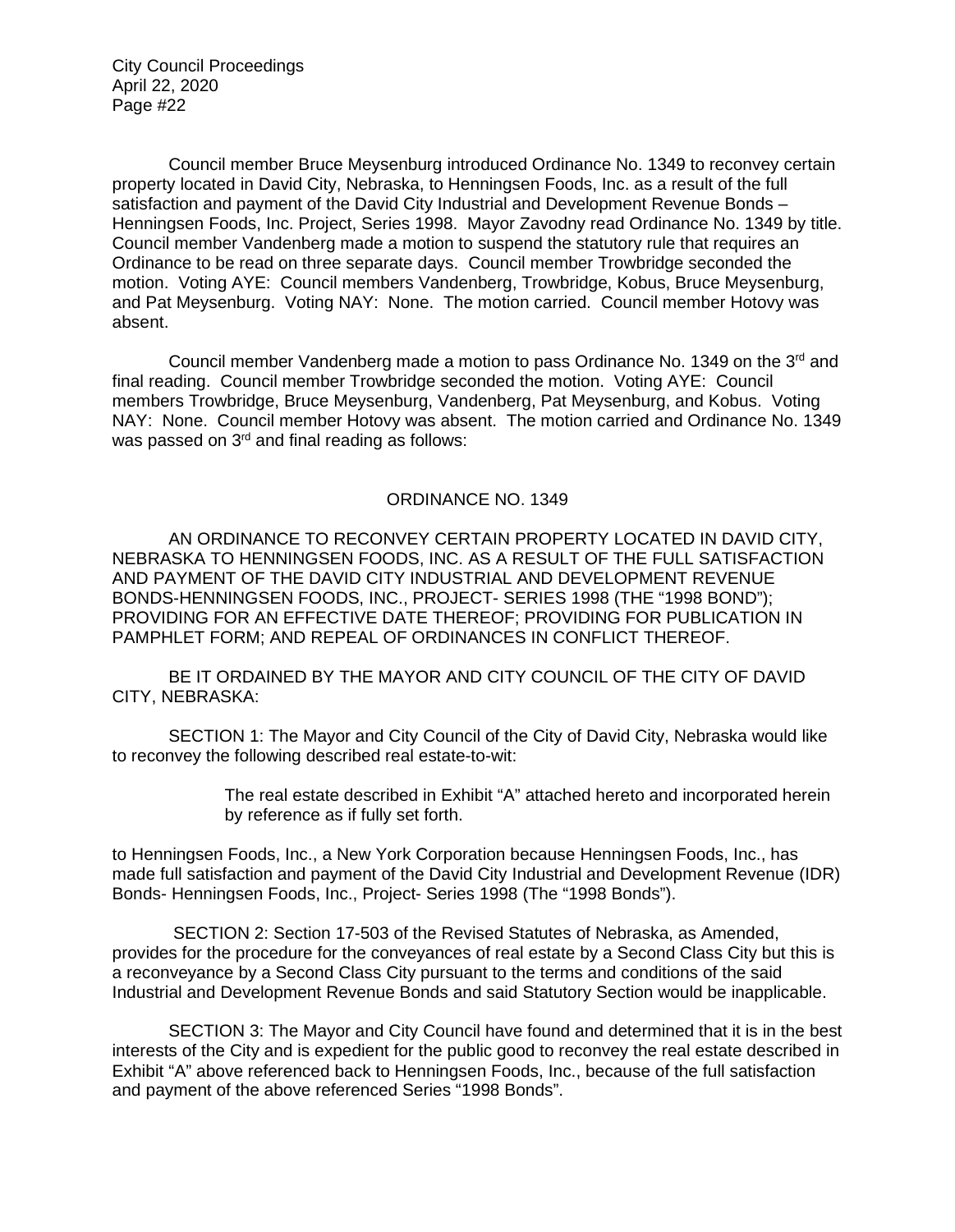Council member Bruce Meysenburg introduced Ordinance No. 1349 to reconvey certain property located in David City, Nebraska, to Henningsen Foods, Inc. as a result of the full satisfaction and payment of the David City Industrial and Development Revenue Bonds – Henningsen Foods, Inc. Project, Series 1998. Mayor Zavodny read Ordinance No. 1349 by title. Council member Vandenberg made a motion to suspend the statutory rule that requires an Ordinance to be read on three separate days. Council member Trowbridge seconded the motion. Voting AYE: Council members Vandenberg, Trowbridge, Kobus, Bruce Meysenburg, and Pat Meysenburg. Voting NAY: None. The motion carried. Council member Hotovy was absent.

Council member Vandenberg made a motion to pass Ordinance No. 1349 on the 3rd and final reading. Council member Trowbridge seconded the motion. Voting AYE: Council members Trowbridge, Bruce Meysenburg, Vandenberg, Pat Meysenburg, and Kobus. Voting NAY: None. Council member Hotovy was absent. The motion carried and Ordinance No. 1349 was passed on 3rd and final reading as follows:

## ORDINANCE NO. 1349

AN ORDINANCE TO RECONVEY CERTAIN PROPERTY LOCATED IN DAVID CITY, NEBRASKA TO HENNINGSEN FOODS, INC. AS A RESULT OF THE FULL SATISFACTION AND PAYMENT OF THE DAVID CITY INDUSTRIAL AND DEVELOPMENT REVENUE BONDS-HENNINGSEN FOODS, INC., PROJECT- SERIES 1998 (THE "1998 BOND"); PROVIDING FOR AN EFFECTIVE DATE THEREOF; PROVIDING FOR PUBLICATION IN PAMPHLET FORM; AND REPEAL OF ORDINANCES IN CONFLICT THEREOF.

BE IT ORDAINED BY THE MAYOR AND CITY COUNCIL OF THE CITY OF DAVID CITY, NEBRASKA:

SECTION 1: The Mayor and City Council of the City of David City, Nebraska would like to reconvey the following described real estate-to-wit:

> The real estate described in Exhibit "A" attached hereto and incorporated herein by reference as if fully set forth.

to Henningsen Foods, Inc., a New York Corporation because Henningsen Foods, Inc., has made full satisfaction and payment of the David City Industrial and Development Revenue (IDR) Bonds- Henningsen Foods, Inc., Project- Series 1998 (The "1998 Bonds").

SECTION 2: Section 17-503 of the Revised Statutes of Nebraska, as Amended, provides for the procedure for the conveyances of real estate by a Second Class City but this is a reconveyance by a Second Class City pursuant to the terms and conditions of the said Industrial and Development Revenue Bonds and said Statutory Section would be inapplicable.

SECTION 3: The Mayor and City Council have found and determined that it is in the best interests of the City and is expedient for the public good to reconvey the real estate described in Exhibit "A" above referenced back to Henningsen Foods, Inc., because of the full satisfaction and payment of the above referenced Series "1998 Bonds".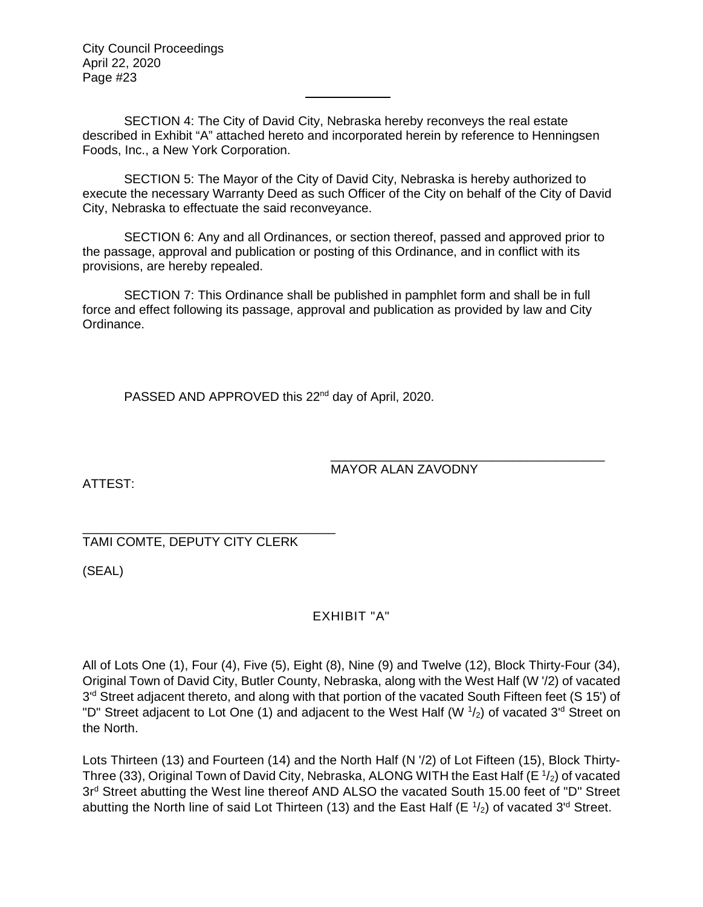SECTION 4: The City of David City, Nebraska hereby reconveys the real estate described in Exhibit "A" attached hereto and incorporated herein by reference to Henningsen Foods, Inc., a New York Corporation.

SECTION 5: The Mayor of the City of David City, Nebraska is hereby authorized to execute the necessary Warranty Deed as such Officer of the City on behalf of the City of David City, Nebraska to effectuate the said reconveyance.

SECTION 6: Any and all Ordinances, or section thereof, passed and approved prior to the passage, approval and publication or posting of this Ordinance, and in conflict with its provisions, are hereby repealed.

SECTION 7: This Ordinance shall be published in pamphlet form and shall be in full force and effect following its passage, approval and publication as provided by law and City Ordinance.

PASSED AND APPROVED this 22nd day of April, 2020.

\_\_\_\_\_\_\_\_\_\_\_\_\_\_\_\_\_\_\_\_\_\_\_\_\_\_\_\_\_\_\_\_\_\_\_\_\_\_
MAYOR ALAN ZAVODNY

ATTEST:

\_\_\_\_\_\_\_\_\_\_\_\_\_\_\_\_\_\_\_\_\_\_\_\_\_\_\_\_\_\_\_\_\_\_\_\_
TAMI COMTE, DEPUTY CITY CLERK

(SEAL)

EXHIBIT "A"

All of Lots One (1), Four (4), Five (5), Eight (8), Nine (9) and Twelve (12), Block Thirty-Four (34), Original Town of David City, Butler County, Nebraska, along with the West Half (W '/2) of vacated 3rd Street adjacent thereto, and along with that portion of the vacated South Fifteen feet (S 15') of "D" Street adjacent to Lot One (1) and adjacent to the West Half (W 1/2) of vacated 3rd Street on the North.

Lots Thirteen (13) and Fourteen (14) and the North Half (N '/2) of Lot Fifteen (15), Block Thirty-Three (33), Original Town of David City, Nebraska, ALONG WITH the East Half (E 1/2) of vacated 3rd Street abutting the West line thereof AND ALSO the vacated South 15.00 feet of "D" Street abutting the North line of said Lot Thirteen (13) and the East Half (E 1/2) of vacated 3rd Street.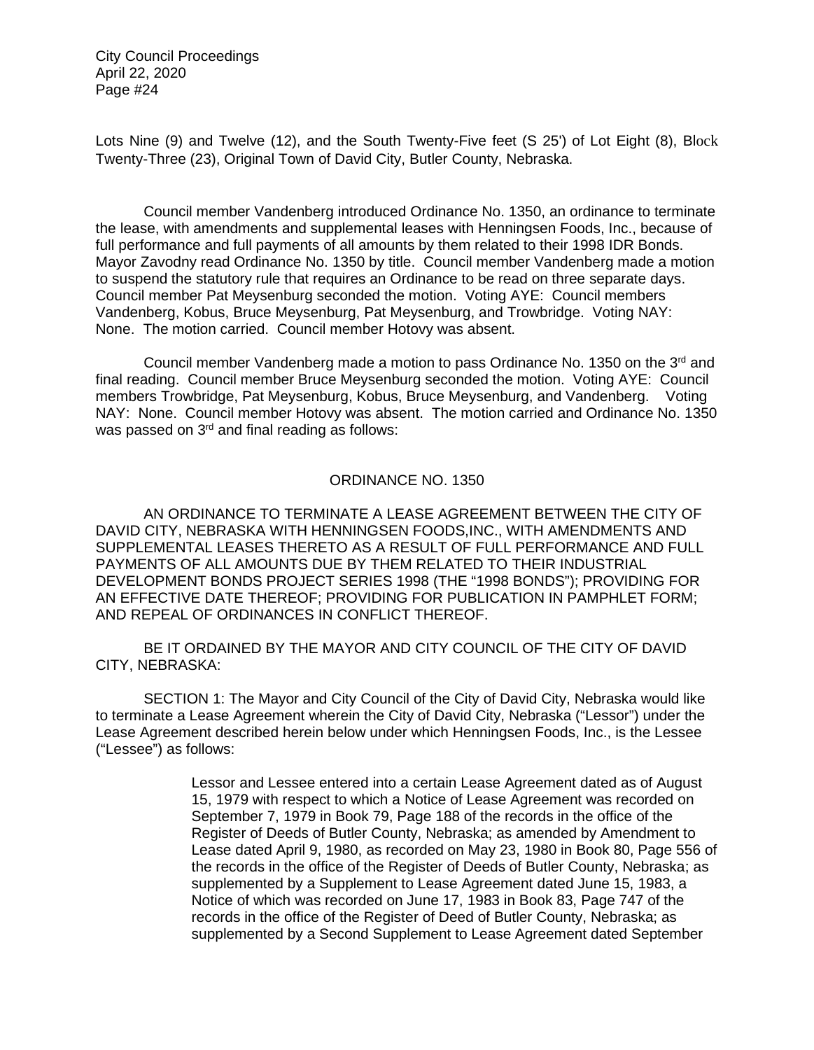Lots Nine (9) and Twelve (12), and the South Twenty-Five feet (S 25') of Lot Eight (8), Block Twenty-Three (23), Original Town of David City, Butler County, Nebraska.

Council member Vandenberg introduced Ordinance No. 1350, an ordinance to terminate the lease, with amendments and supplemental leases with Henningsen Foods, Inc., because of full performance and full payments of all amounts by them related to their 1998 IDR Bonds. Mayor Zavodny read Ordinance No. 1350 by title. Council member Vandenberg made a motion to suspend the statutory rule that requires an Ordinance to be read on three separate days. Council member Pat Meysenburg seconded the motion. Voting AYE: Council members Vandenberg, Kobus, Bruce Meysenburg, Pat Meysenburg, and Trowbridge. Voting NAY: None. The motion carried. Council member Hotovy was absent.

Council member Vandenberg made a motion to pass Ordinance No. 1350 on the 3rd and final reading. Council member Bruce Meysenburg seconded the motion. Voting AYE: Council members Trowbridge, Pat Meysenburg, Kobus, Bruce Meysenburg, and Vandenberg. Voting NAY: None. Council member Hotovy was absent. The motion carried and Ordinance No. 1350 was passed on 3rd and final reading as follows:

ORDINANCE NO. 1350

AN ORDINANCE TO TERMINATE A LEASE AGREEMENT BETWEEN THE CITY OF DAVID CITY, NEBRASKA WITH HENNINGSEN FOODS,INC., WITH AMENDMENTS AND SUPPLEMENTAL LEASES THERETO AS A RESULT OF FULL PERFORMANCE AND FULL PAYMENTS OF ALL AMOUNTS DUE BY THEM RELATED TO THEIR INDUSTRIAL DEVELOPMENT BONDS PROJECT SERIES 1998 (THE "1998 BONDS"); PROVIDING FOR AN EFFECTIVE DATE THEREOF; PROVIDING FOR PUBLICATION IN PAMPHLET FORM; AND REPEAL OF ORDINANCES IN CONFLICT THEREOF.

BE IT ORDAINED BY THE MAYOR AND CITY COUNCIL OF THE CITY OF DAVID CITY, NEBRASKA:

SECTION 1: The Mayor and City Council of the City of David City, Nebraska would like to terminate a Lease Agreement wherein the City of David City, Nebraska ("Lessor") under the Lease Agreement described herein below under which Henningsen Foods, Inc., is the Lessee ("Lessee") as follows:

> Lessor and Lessee entered into a certain Lease Agreement dated as of August 15, 1979 with respect to which a Notice of Lease Agreement was recorded on September 7, 1979 in Book 79, Page 188 of the records in the office of the Register of Deeds of Butler County, Nebraska; as amended by Amendment to Lease dated April 9, 1980, as recorded on May 23, 1980 in Book 80, Page 556 of the records in the office of the Register of Deeds of Butler County, Nebraska; as supplemented by a Supplement to Lease Agreement dated June 15, 1983, a Notice of which was recorded on June 17, 1983 in Book 83, Page 747 of the records in the office of the Register of Deed of Butler County, Nebraska; as supplemented by a Second Supplement to Lease Agreement dated September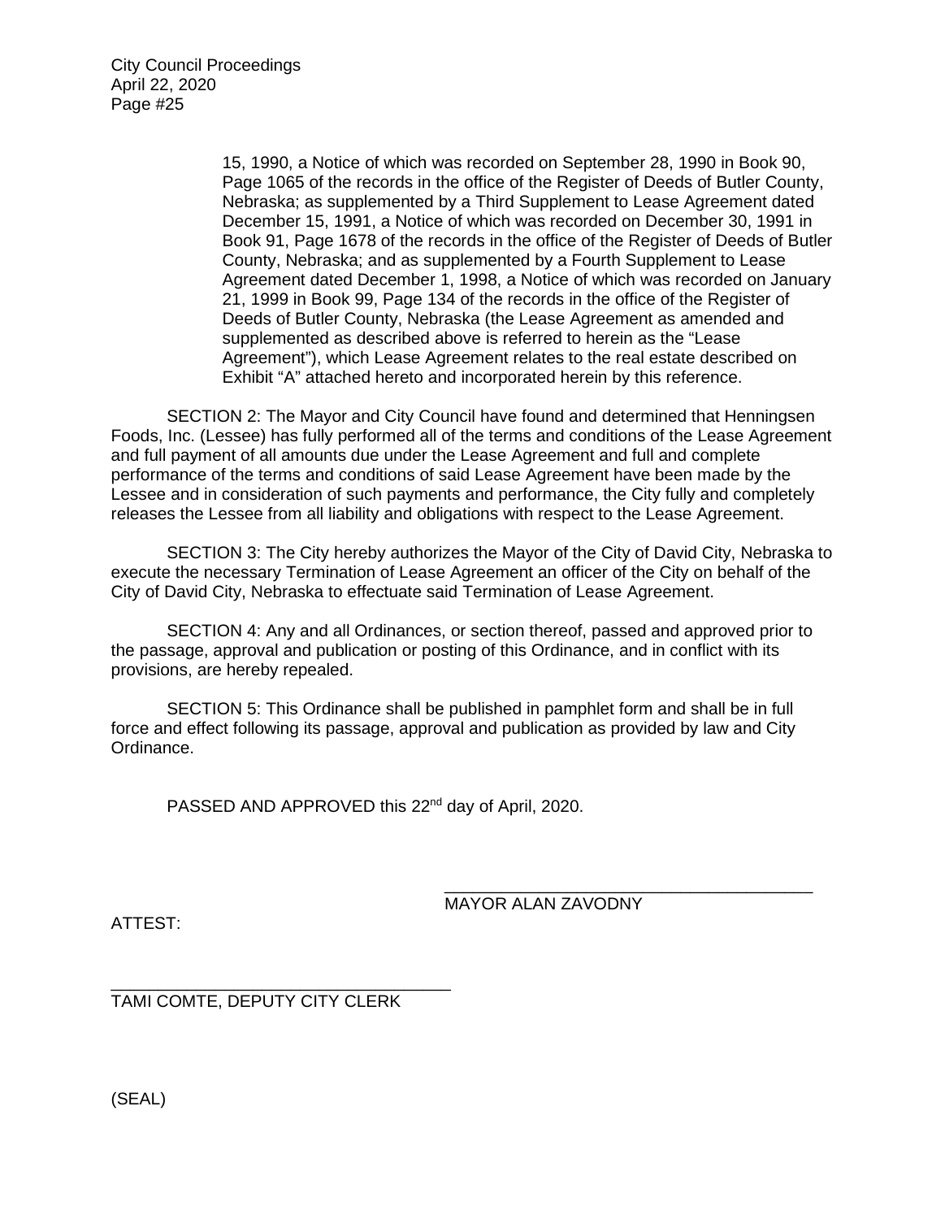15, 1990, a Notice of which was recorded on September 28, 1990 in Book 90, Page 1065 of the records in the office of the Register of Deeds of Butler County, Nebraska; as supplemented by a Third Supplement to Lease Agreement dated December 15, 1991, a Notice of which was recorded on December 30, 1991 in Book 91, Page 1678 of the records in the office of the Register of Deeds of Butler County, Nebraska; and as supplemented by a Fourth Supplement to Lease Agreement dated December 1, 1998, a Notice of which was recorded on January 21, 1999 in Book 99, Page 134 of the records in the office of the Register of Deeds of Butler County, Nebraska (the Lease Agreement as amended and supplemented as described above is referred to herein as the "Lease Agreement"), which Lease Agreement relates to the real estate described on Exhibit "A" attached hereto and incorporated herein by this reference.

SECTION 2: The Mayor and City Council have found and determined that Henningsen Foods, Inc. (Lessee) has fully performed all of the terms and conditions of the Lease Agreement and full payment of all amounts due under the Lease Agreement and full and complete performance of the terms and conditions of said Lease Agreement have been made by the Lessee and in consideration of such payments and performance, the City fully and completely releases the Lessee from all liability and obligations with respect to the Lease Agreement.

SECTION 3: The City hereby authorizes the Mayor of the City of David City, Nebraska to execute the necessary Termination of Lease Agreement an officer of the City on behalf of the City of David City, Nebraska to effectuate said Termination of Lease Agreement.

SECTION 4: Any and all Ordinances, or section thereof, passed and approved prior to the passage, approval and publication or posting of this Ordinance, and in conflict with its provisions, are hereby repealed.

SECTION 5: This Ordinance shall be published in pamphlet form and shall be in full force and effect following its passage, approval and publication as provided by law and City Ordinance.

PASSED AND APPROVED this 22nd day of April, 2020.

\_\_\_\_\_\_\_\_\_\_\_\_\_\_\_\_\_\_\_\_\_\_\_\_\_\_\_\_\_\_\_\_\_\_\_\_\_\_
MAYOR ALAN ZAVODNY

ATTEST:

\_\_\_\_\_\_\_\_\_\_\_\_\_\_\_\_\_\_\_\_\_\_\_\_\_\_\_\_\_\_\_\_\_\_\_\_\_\_
TAMI COMTE, DEPUTY CITY CLERK

(SEAL)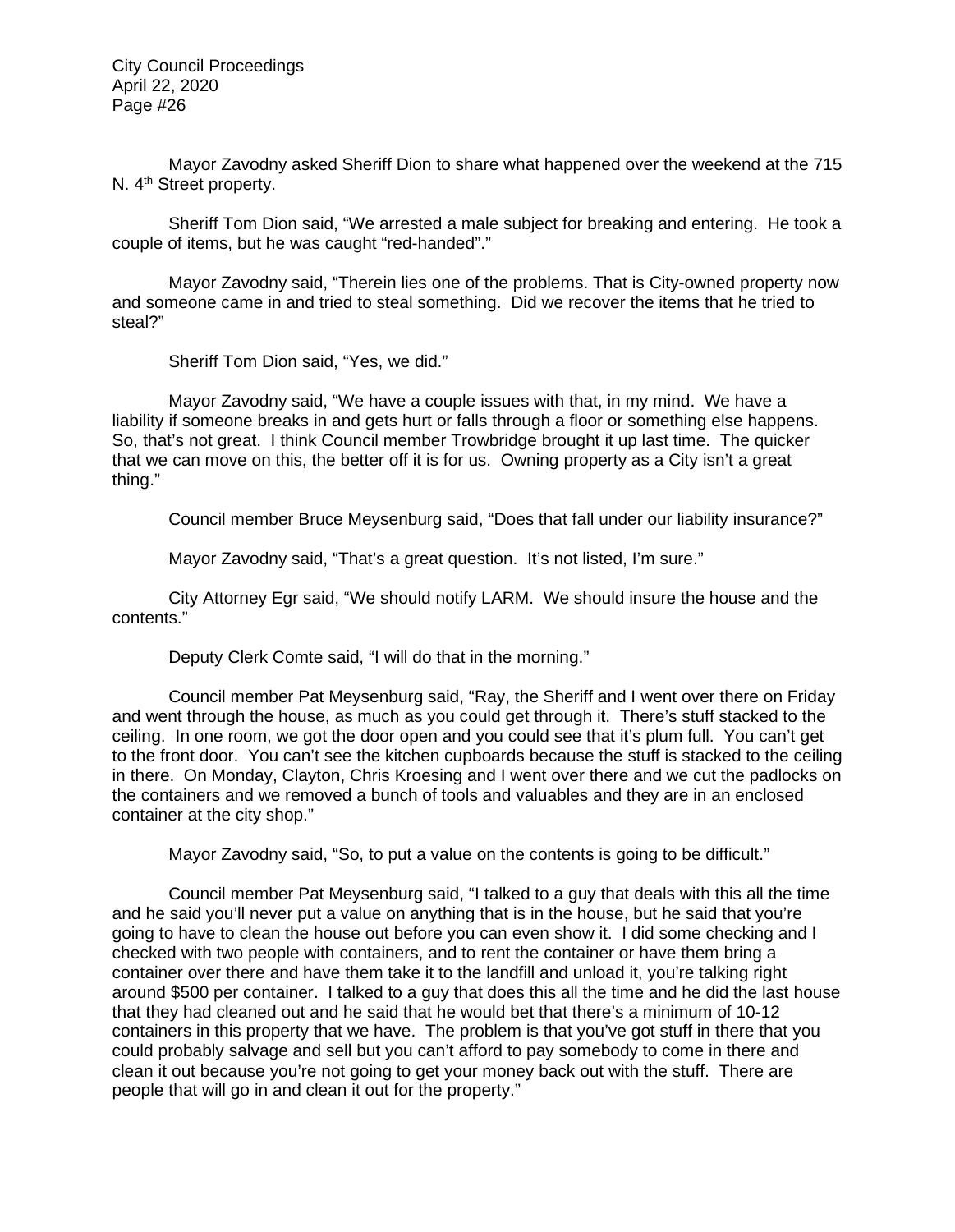Mayor Zavodny asked Sheriff Dion to share what happened over the weekend at the 715 N. 4th Street property.

Sheriff Tom Dion said, "We arrested a male subject for breaking and entering. He took a couple of items, but he was caught "red-handed"."

Mayor Zavodny said, "Therein lies one of the problems. That is City-owned property now and someone came in and tried to steal something. Did we recover the items that he tried to steal?"

Sheriff Tom Dion said, "Yes, we did."

Mayor Zavodny said, "We have a couple issues with that, in my mind. We have a liability if someone breaks in and gets hurt or falls through a floor or something else happens. So, that's not great. I think Council member Trowbridge brought it up last time. The quicker that we can move on this, the better off it is for us. Owning property as a City isn't a great thing."

Council member Bruce Meysenburg said, "Does that fall under our liability insurance?"

Mayor Zavodny said, "That's a great question. It's not listed, I'm sure."

City Attorney Egr said, "We should notify LARM. We should insure the house and the contents."

Deputy Clerk Comte said, "I will do that in the morning."

Council member Pat Meysenburg said, "Ray, the Sheriff and I went over there on Friday and went through the house, as much as you could get through it. There's stuff stacked to the ceiling. In one room, we got the door open and you could see that it's plum full. You can't get to the front door. You can't see the kitchen cupboards because the stuff is stacked to the ceiling in there. On Monday, Clayton, Chris Kroesing and I went over there and we cut the padlocks on the containers and we removed a bunch of tools and valuables and they are in an enclosed container at the city shop."

Mayor Zavodny said, "So, to put a value on the contents is going to be difficult."

Council member Pat Meysenburg said, "I talked to a guy that deals with this all the time and he said you'll never put a value on anything that is in the house, but he said that you're going to have to clean the house out before you can even show it. I did some checking and I checked with two people with containers, and to rent the container or have them bring a container over there and have them take it to the landfill and unload it, you're talking right around $500 per container. I talked to a guy that does this all the time and he did the last house that they had cleaned out and he said that he would bet that there's a minimum of 10-12 containers in this property that we have. The problem is that you've got stuff in there that you could probably salvage and sell but you can't afford to pay somebody to come in there and clean it out because you're not going to get your money back out with the stuff. There are people that will go in and clean it out for the property."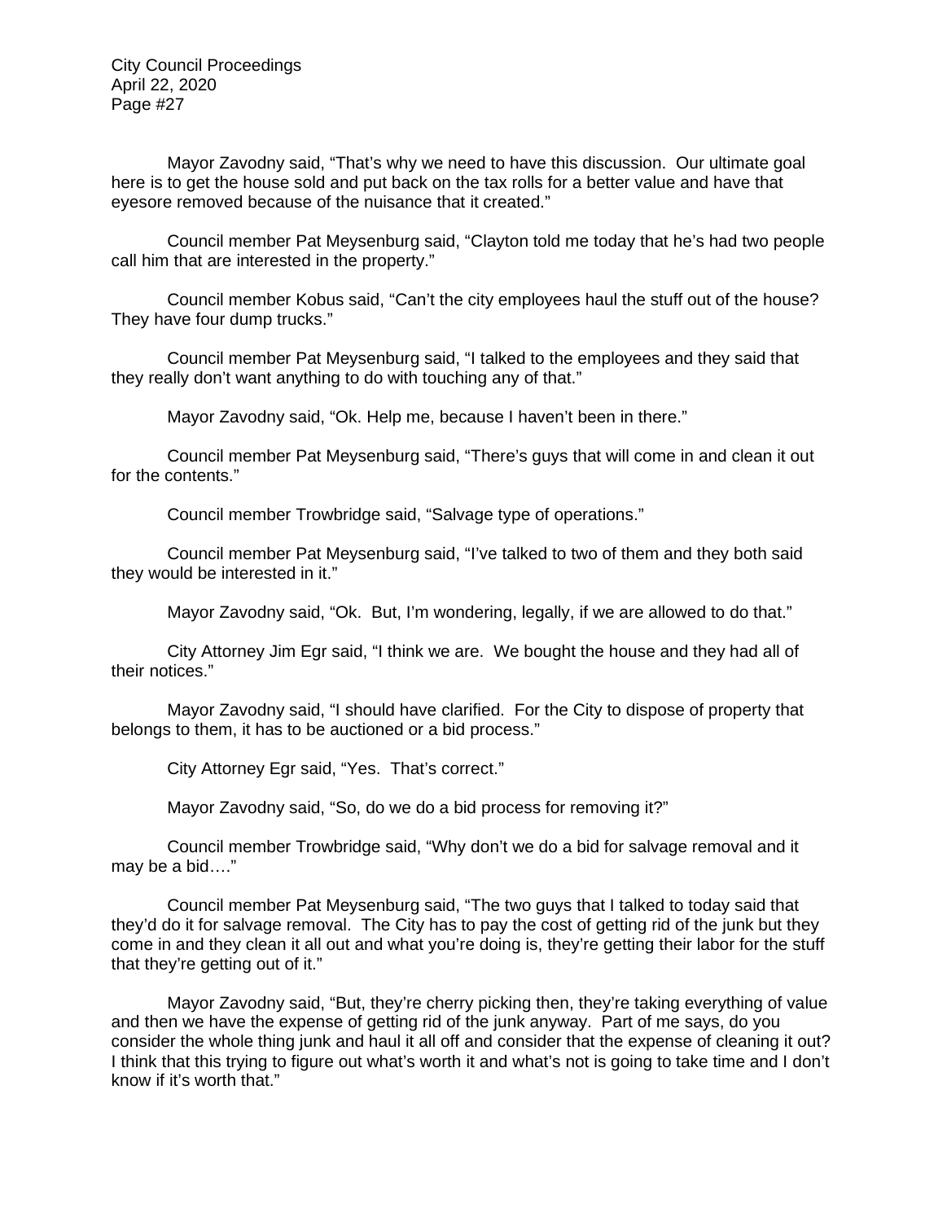Mayor Zavodny said, "That's why we need to have this discussion. Our ultimate goal here is to get the house sold and put back on the tax rolls for a better value and have that eyesore removed because of the nuisance that it created."

Council member Pat Meysenburg said, "Clayton told me today that he's had two people call him that are interested in the property."

Council member Kobus said, "Can't the city employees haul the stuff out of the house? They have four dump trucks."

Council member Pat Meysenburg said, "I talked to the employees and they said that they really don't want anything to do with touching any of that."

Mayor Zavodny said, "Ok. Help me, because I haven't been in there."

Council member Pat Meysenburg said, "There's guys that will come in and clean it out for the contents."

Council member Trowbridge said, "Salvage type of operations."

Council member Pat Meysenburg said, "I've talked to two of them and they both said they would be interested in it."

Mayor Zavodny said, "Ok. But, I'm wondering, legally, if we are allowed to do that."

City Attorney Jim Egr said, "I think we are. We bought the house and they had all of their notices."

Mayor Zavodny said, "I should have clarified. For the City to dispose of property that belongs to them, it has to be auctioned or a bid process."

City Attorney Egr said, "Yes. That's correct."

Mayor Zavodny said, "So, do we do a bid process for removing it?"

Council member Trowbridge said, "Why don't we do a bid for salvage removal and it may be a bid…."

Council member Pat Meysenburg said, "The two guys that I talked to today said that they'd do it for salvage removal. The City has to pay the cost of getting rid of the junk but they come in and they clean it all out and what you're doing is, they're getting their labor for the stuff that they're getting out of it."

Mayor Zavodny said, "But, they're cherry picking then, they're taking everything of value and then we have the expense of getting rid of the junk anyway. Part of me says, do you consider the whole thing junk and haul it all off and consider that the expense of cleaning it out? I think that this trying to figure out what's worth it and what's not is going to take time and I don't know if it's worth that."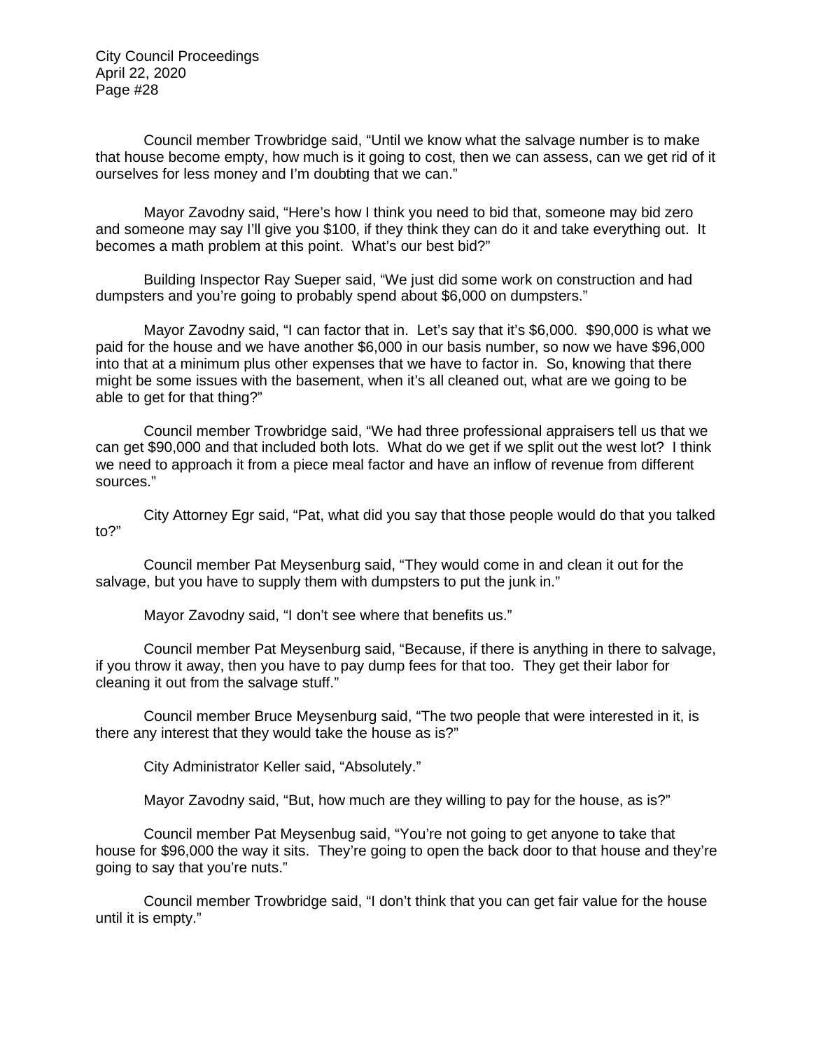Council member Trowbridge said, “Until we know what the salvage number is to make that house become empty, how much is it going to cost, then we can assess, can we get rid of it ourselves for less money and I’m doubting that we can.”

Mayor Zavodny said, “Here’s how I think you need to bid that, someone may bid zero and someone may say I’ll give you $100, if they think they can do it and take everything out. It becomes a math problem at this point. What’s our best bid?”

Building Inspector Ray Sueper said, “We just did some work on construction and had dumpsters and you’re going to probably spend about $6,000 on dumpsters.”

Mayor Zavodny said, “I can factor that in. Let’s say that it’s $6,000. $90,000 is what we paid for the house and we have another $6,000 in our basis number, so now we have $96,000 into that at a minimum plus other expenses that we have to factor in. So, knowing that there might be some issues with the basement, when it’s all cleaned out, what are we going to be able to get for that thing?”

Council member Trowbridge said, “We had three professional appraisers tell us that we can get $90,000 and that included both lots. What do we get if we split out the west lot? I think we need to approach it from a piece meal factor and have an inflow of revenue from different sources.”

City Attorney Egr said, “Pat, what did you say that those people would do that you talked to?”

Council member Pat Meysenburg said, “They would come in and clean it out for the salvage, but you have to supply them with dumpsters to put the junk in.”

Mayor Zavodny said, “I don’t see where that benefits us.”

Council member Pat Meysenburg said, “Because, if there is anything in there to salvage, if you throw it away, then you have to pay dump fees for that too. They get their labor for cleaning it out from the salvage stuff.”

Council member Bruce Meysenburg said, “The two people that were interested in it, is there any interest that they would take the house as is?”

City Administrator Keller said, “Absolutely.”

Mayor Zavodny said, “But, how much are they willing to pay for the house, as is?”

Council member Pat Meysenbug said, “You’re not going to get anyone to take that house for $96,000 the way it sits. They’re going to open the back door to that house and they’re going to say that you’re nuts.”

Council member Trowbridge said, “I don’t think that you can get fair value for the house until it is empty.”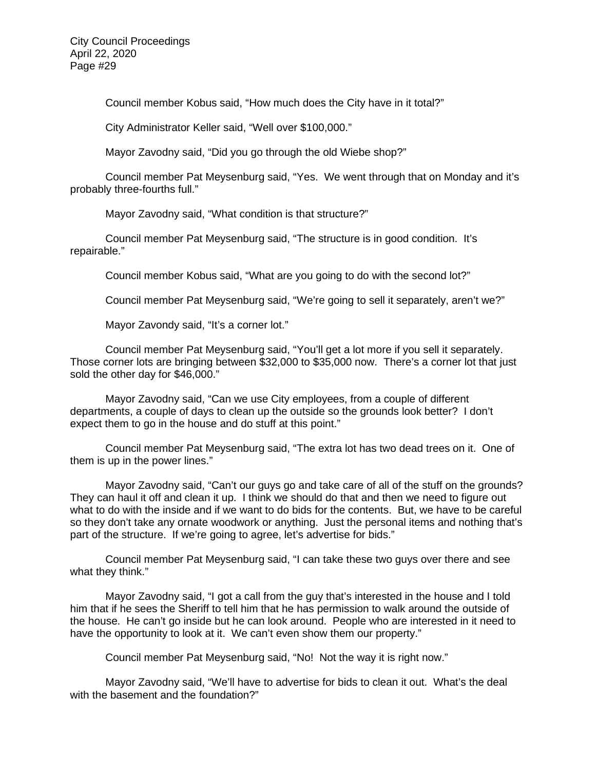Council member Kobus said, "How much does the City have in it total?"

City Administrator Keller said, "Well over $100,000."

Mayor Zavodny said, "Did you go through the old Wiebe shop?"

Council member Pat Meysenburg said, "Yes. We went through that on Monday and it's probably three-fourths full."

Mayor Zavodny said, "What condition is that structure?"

Council member Pat Meysenburg said, "The structure is in good condition. It's repairable."

Council member Kobus said, "What are you going to do with the second lot?"

Council member Pat Meysenburg said, "We're going to sell it separately, aren't we?"

Mayor Zavondy said, "It's a corner lot."

Council member Pat Meysenburg said, "You'll get a lot more if you sell it separately. Those corner lots are bringing between $32,000 to $35,000 now. There's a corner lot that just sold the other day for $46,000."

Mayor Zavodny said, "Can we use City employees, from a couple of different departments, a couple of days to clean up the outside so the grounds look better? I don't expect them to go in the house and do stuff at this point."

Council member Pat Meysenburg said, "The extra lot has two dead trees on it. One of them is up in the power lines."

Mayor Zavodny said, "Can't our guys go and take care of all of the stuff on the grounds? They can haul it off and clean it up. I think we should do that and then we need to figure out what to do with the inside and if we want to do bids for the contents. But, we have to be careful so they don't take any ornate woodwork or anything. Just the personal items and nothing that's part of the structure. If we're going to agree, let's advertise for bids."

Council member Pat Meysenburg said, "I can take these two guys over there and see what they think."

Mayor Zavodny said, "I got a call from the guy that's interested in the house and I told him that if he sees the Sheriff to tell him that he has permission to walk around the outside of the house. He can't go inside but he can look around. People who are interested in it need to have the opportunity to look at it. We can't even show them our property."

Council member Pat Meysenburg said, "No! Not the way it is right now."

Mayor Zavodny said, "We'll have to advertise for bids to clean it out. What's the deal with the basement and the foundation?"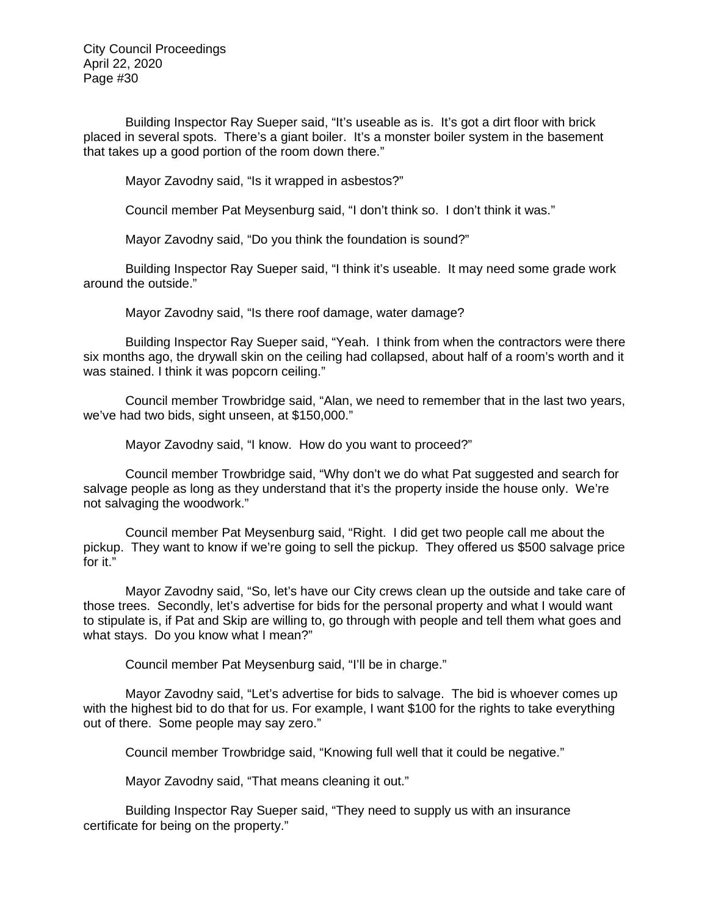Building Inspector Ray Sueper said, "It's useable as is. It's got a dirt floor with brick placed in several spots. There's a giant boiler. It's a monster boiler system in the basement that takes up a good portion of the room down there."

Mayor Zavodny said, "Is it wrapped in asbestos?"

Council member Pat Meysenburg said, "I don't think so. I don't think it was."

Mayor Zavodny said, "Do you think the foundation is sound?"

Building Inspector Ray Sueper said, "I think it's useable. It may need some grade work around the outside."

Mayor Zavodny said, "Is there roof damage, water damage?

Building Inspector Ray Sueper said, "Yeah. I think from when the contractors were there six months ago, the drywall skin on the ceiling had collapsed, about half of a room's worth and it was stained. I think it was popcorn ceiling."

Council member Trowbridge said, "Alan, we need to remember that in the last two years, we've had two bids, sight unseen, at $150,000."

Mayor Zavodny said, "I know. How do you want to proceed?"

Council member Trowbridge said, "Why don't we do what Pat suggested and search for salvage people as long as they understand that it's the property inside the house only. We're not salvaging the woodwork."

Council member Pat Meysenburg said, "Right. I did get two people call me about the pickup. They want to know if we're going to sell the pickup. They offered us $500 salvage price for it."

Mayor Zavodny said, "So, let's have our City crews clean up the outside and take care of those trees. Secondly, let's advertise for bids for the personal property and what I would want to stipulate is, if Pat and Skip are willing to, go through with people and tell them what goes and what stays. Do you know what I mean?"

Council member Pat Meysenburg said, "I'll be in charge."

Mayor Zavodny said, "Let's advertise for bids to salvage. The bid is whoever comes up with the highest bid to do that for us. For example, I want $100 for the rights to take everything out of there. Some people may say zero."

Council member Trowbridge said, "Knowing full well that it could be negative."

Mayor Zavodny said, "That means cleaning it out."

Building Inspector Ray Sueper said, "They need to supply us with an insurance certificate for being on the property."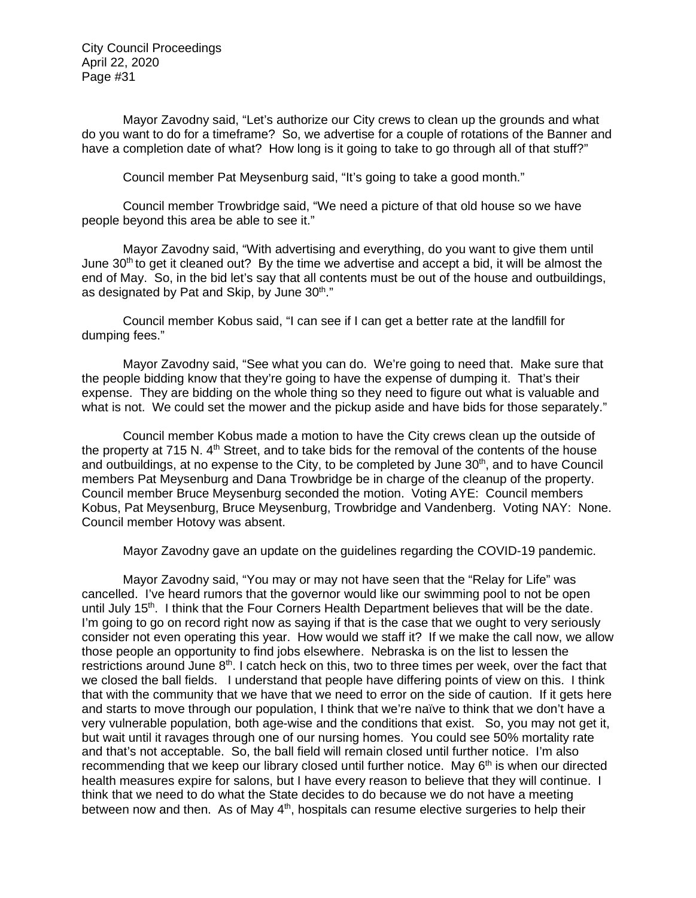Mayor Zavodny said, "Let's authorize our City crews to clean up the grounds and what do you want to do for a timeframe? So, we advertise for a couple of rotations of the Banner and have a completion date of what? How long is it going to take to go through all of that stuff?"

Council member Pat Meysenburg said, "It's going to take a good month."

Council member Trowbridge said, "We need a picture of that old house so we have people beyond this area be able to see it."

Mayor Zavodny said, "With advertising and everything, do you want to give them until June 30th to get it cleaned out? By the time we advertise and accept a bid, it will be almost the end of May. So, in the bid let's say that all contents must be out of the house and outbuildings, as designated by Pat and Skip, by June 30th."

Council member Kobus said, "I can see if I can get a better rate at the landfill for dumping fees."

Mayor Zavodny said, "See what you can do. We're going to need that. Make sure that the people bidding know that they're going to have the expense of dumping it. That's their expense. They are bidding on the whole thing so they need to figure out what is valuable and what is not. We could set the mower and the pickup aside and have bids for those separately."

Council member Kobus made a motion to have the City crews clean up the outside of the property at 715 N. 4th Street, and to take bids for the removal of the contents of the house and outbuildings, at no expense to the City, to be completed by June 30th, and to have Council members Pat Meysenburg and Dana Trowbridge be in charge of the cleanup of the property. Council member Bruce Meysenburg seconded the motion. Voting AYE: Council members Kobus, Pat Meysenburg, Bruce Meysenburg, Trowbridge and Vandenberg. Voting NAY: None. Council member Hotovy was absent.

Mayor Zavodny gave an update on the guidelines regarding the COVID-19 pandemic.

Mayor Zavodny said, "You may or may not have seen that the "Relay for Life" was cancelled. I've heard rumors that the governor would like our swimming pool to not be open until July 15th. I think that the Four Corners Health Department believes that will be the date. I'm going to go on record right now as saying if that is the case that we ought to very seriously consider not even operating this year. How would we staff it? If we make the call now, we allow those people an opportunity to find jobs elsewhere. Nebraska is on the list to lessen the restrictions around June 8th. I catch heck on this, two to three times per week, over the fact that we closed the ball fields. I understand that people have differing points of view on this. I think that with the community that we have that we need to error on the side of caution. If it gets here and starts to move through our population, I think that we're naïve to think that we don't have a very vulnerable population, both age-wise and the conditions that exist. So, you may not get it, but wait until it ravages through one of our nursing homes. You could see 50% mortality rate and that's not acceptable. So, the ball field will remain closed until further notice. I'm also recommending that we keep our library closed until further notice. May 6th is when our directed health measures expire for salons, but I have every reason to believe that they will continue. I think that we need to do what the State decides to do because we do not have a meeting between now and then. As of May 4th, hospitals can resume elective surgeries to help their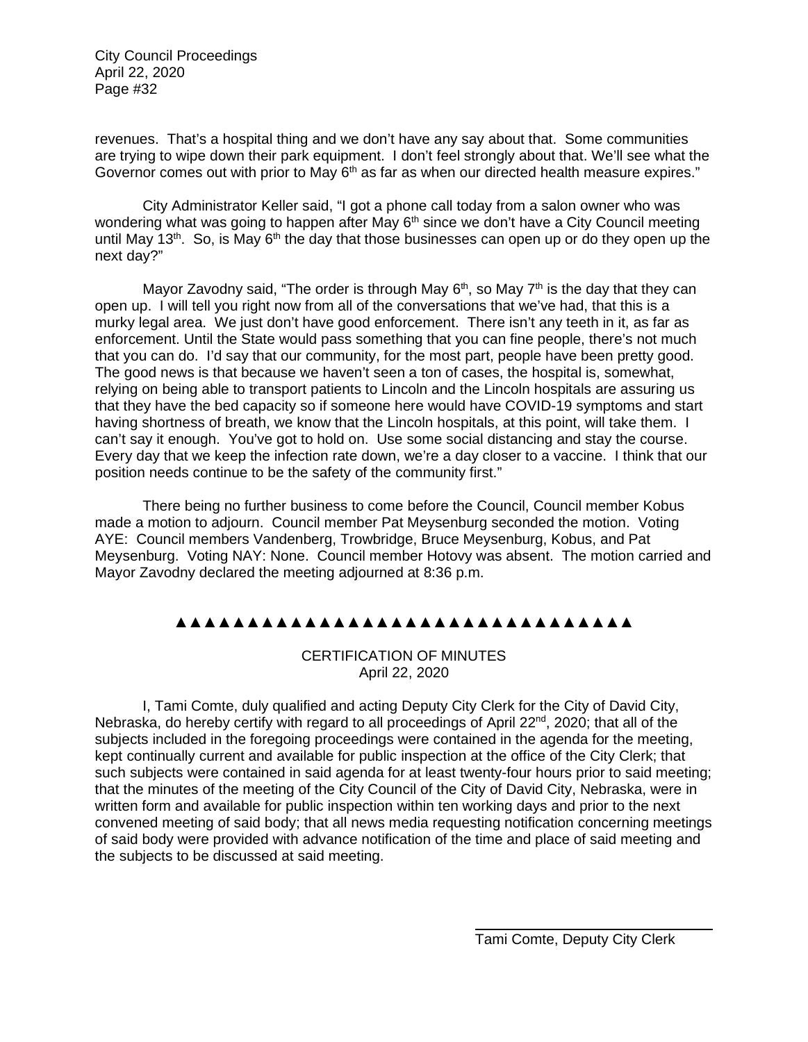revenues. That's a hospital thing and we don't have any say about that. Some communities are trying to wipe down their park equipment. I don't feel strongly about that. We'll see what the Governor comes out with prior to May 6th as far as when our directed health measure expires."

City Administrator Keller said, "I got a phone call today from a salon owner who was wondering what was going to happen after May 6th since we don't have a City Council meeting until May 13th. So, is May 6th the day that those businesses can open up or do they open up the next day?"

Mayor Zavodny said, "The order is through May 6th, so May 7th is the day that they can open up. I will tell you right now from all of the conversations that we've had, that this is a murky legal area. We just don't have good enforcement. There isn't any teeth in it, as far as enforcement. Until the State would pass something that you can fine people, there's not much that you can do. I'd say that our community, for the most part, people have been pretty good. The good news is that because we haven't seen a ton of cases, the hospital is, somewhat, relying on being able to transport patients to Lincoln and the Lincoln hospitals are assuring us that they have the bed capacity so if someone here would have COVID-19 symptoms and start having shortness of breath, we know that the Lincoln hospitals, at this point, will take them. I can't say it enough. You've got to hold on. Use some social distancing and stay the course. Every day that we keep the infection rate down, we're a day closer to a vaccine. I think that our position needs continue to be the safety of the community first."

There being no further business to come before the Council, Council member Kobus made a motion to adjourn. Council member Pat Meysenburg seconded the motion. Voting AYE: Council members Vandenberg, Trowbridge, Bruce Meysenburg, Kobus, and Pat Meysenburg. Voting NAY: None. Council member Hotovy was absent. The motion carried and Mayor Zavodny declared the meeting adjourned at 8:36 p.m.

▲▲▲▲▲▲▲▲▲▲▲▲▲▲▲▲▲▲▲▲▲▲▲▲▲▲▲▲▲▲▲▲

CERTIFICATION OF MINUTES
April 22, 2020

I, Tami Comte, duly qualified and acting Deputy City Clerk for the City of David City, Nebraska, do hereby certify with regard to all proceedings of April 22nd, 2020; that all of the subjects included in the foregoing proceedings were contained in the agenda for the meeting, kept continually current and available for public inspection at the office of the City Clerk; that such subjects were contained in said agenda for at least twenty-four hours prior to said meeting; that the minutes of the meeting of the City Council of the City of David City, Nebraska, were in written form and available for public inspection within ten working days and prior to the next convened meeting of said body; that all news media requesting notification concerning meetings of said body were provided with advance notification of the time and place of said meeting and the subjects to be discussed at said meeting.

Tami Comte, Deputy City Clerk